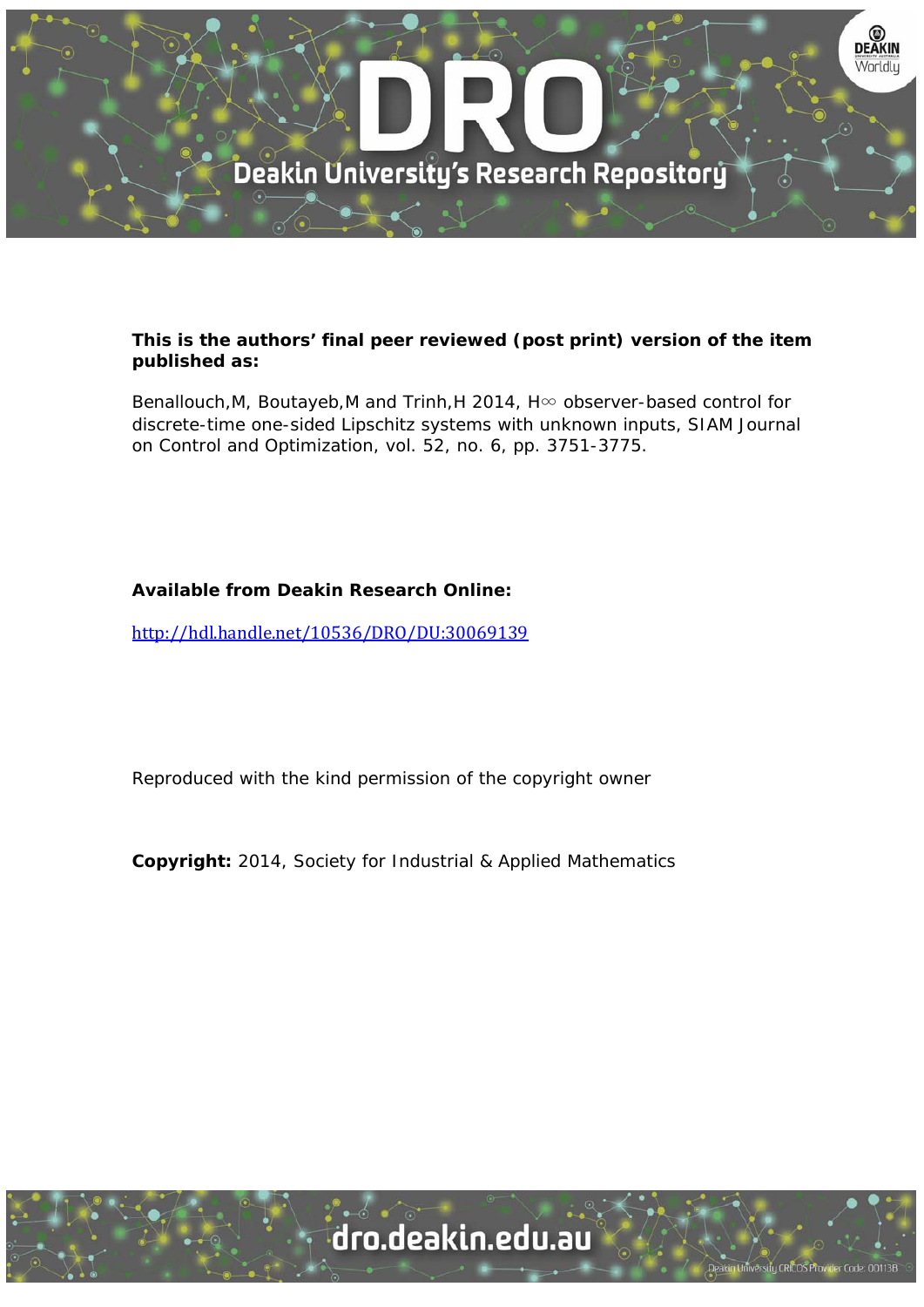**This is the authors' final peer reviewed (post print) version of the item published as:**

Benallouch,M, Boutayeb,M and Trinh,H 2014, H$\infty$ observer-based control for discrete-time one-sided Lipschitz systems with unknown inputs, SIAM Journal on Control and Optimization, vol. 52, no. 6, pp. 3751-3775.

**Available from Deakin Research Online:**

http://hdl.handle.net/10536/DRO/DU:30069139

Reproduced with the kind permission of the copyright owner

**Copyright:** 2014, Society for Industrial & Applied Mathematics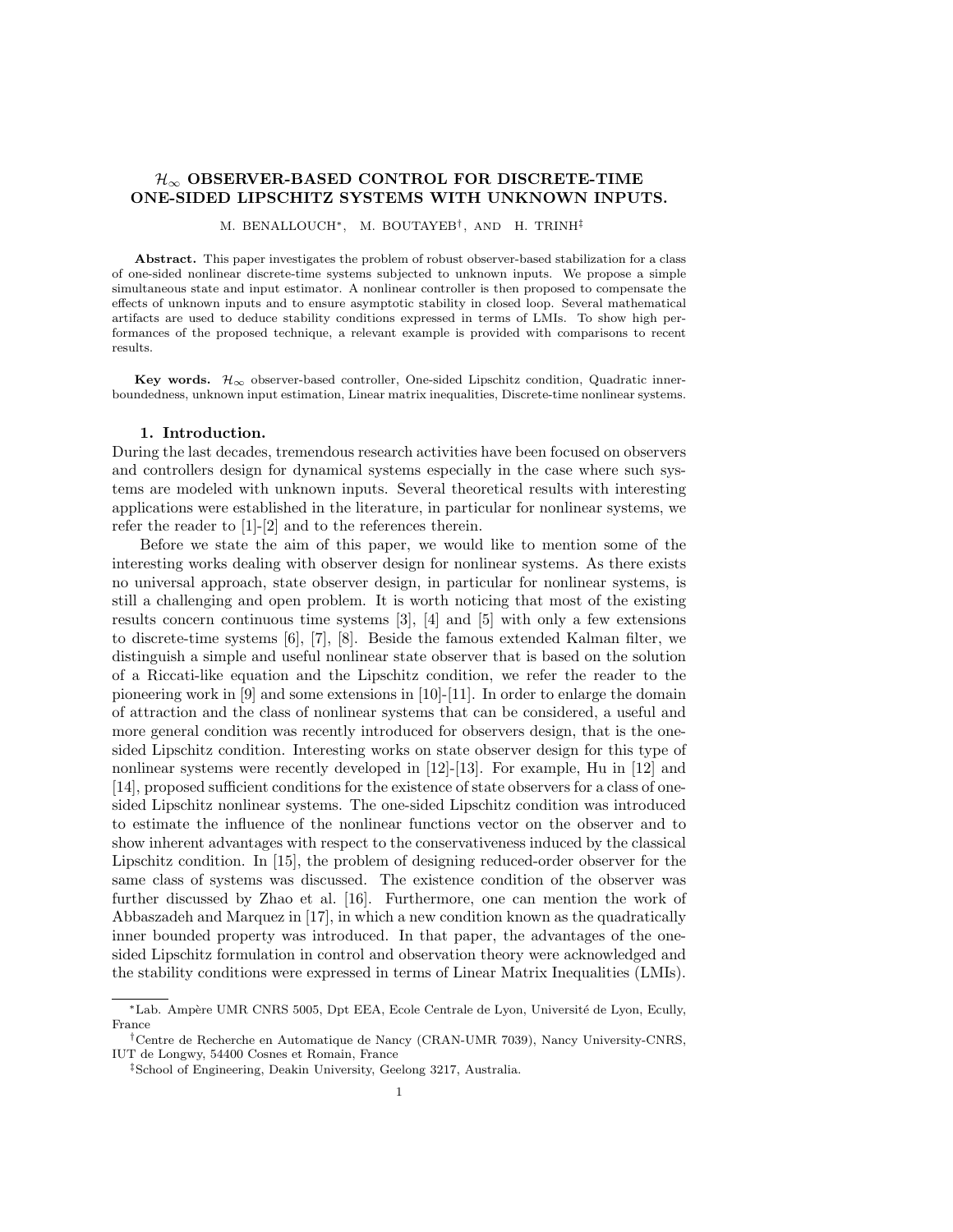# $\mathcal{H}_\infty$ OBSERVER-BASED CONTROL FOR DISCRETE-TIME ONE-SIDED LIPSCHITZ SYSTEMS WITH UNKNOWN INPUTS.

M. BENALLOUCH[*], M. BOUTAYEB[†], AND H. TRINH[‡]

**Abstract.** This paper investigates the problem of robust observer-based stabilization for a class of one-sided nonlinear discrete-time systems subjected to unknown inputs. We propose a simple simultaneous state and input estimator. A nonlinear controller is then proposed to compensate the effects of unknown inputs and to ensure asymptotic stability in closed loop. Several mathematical artifacts are used to deduce stability conditions expressed in terms of LMIs. To show high performances of the proposed technique, a relevant example is provided with comparisons to recent results.

**Key words.** $\mathcal{H}_\infty$ observer-based controller, One-sided Lipschitz condition, Quadratic inner-boundedness, unknown input estimation, Linear matrix inequalities, Discrete-time nonlinear systems.

## 1. Introduction.

During the last decades, tremendous research activities have been focused on observers and controllers design for dynamical systems especially in the case where such systems are modeled with unknown inputs. Several theoretical results with interesting applications were established in the literature, in particular for nonlinear systems, we refer the reader to [1]-[2] and to the references therein.

Before we state the aim of this paper, we would like to mention some of the interesting works dealing with observer design for nonlinear systems. As there exists no universal approach, state observer design, in particular for nonlinear systems, is still a challenging and open problem. It is worth noticing that most of the existing results concern continuous time systems [3], [4] and [5] with only a few extensions to discrete-time systems [6], [7], [8]. Beside the famous extended Kalman filter, we distinguish a simple and useful nonlinear state observer that is based on the solution of a Riccati-like equation and the Lipschitz condition, we refer the reader to the pioneering work in [9] and some extensions in [10]-[11]. In order to enlarge the domain of attraction and the class of nonlinear systems that can be considered, a useful and more general condition was recently introduced for observers design, that is the one-sided Lipschitz condition. Interesting works on state observer design for this type of nonlinear systems were recently developed in [12]-[13]. For example, Hu in [12] and [14], proposed sufficient conditions for the existence of state observers for a class of one-sided Lipschitz nonlinear systems. The one-sided Lipschitz condition was introduced to estimate the influence of the nonlinear functions vector on the observer and to show inherent advantages with respect to the conservativeness induced by the classical Lipschitz condition. In [15], the problem of designing reduced-order observer for the same class of systems was discussed. The existence condition of the observer was further discussed by Zhao et al. [16]. Furthermore, one can mention the work of Abbaszadeh and Marquez in [17], in which a new condition known as the quadratically inner bounded property was introduced. In that paper, the advantages of the one-sided Lipschitz formulation in control and observation theory were acknowledged and the stability conditions were expressed in terms of Linear Matrix Inequalities (LMIs).

[*]Lab. Ampère UMR CNRS 5005, Dpt EEA, Ecole Centrale de Lyon, Université de Lyon, Ecully, France

[†]Centre de Recherche en Automatique de Nancy (CRAN-UMR 7039), Nancy University-CNRS, IUT de Longwy, 54400 Cosnes et Romain, France

[‡]School of Engineering, Deakin University, Geelong 3217, Australia.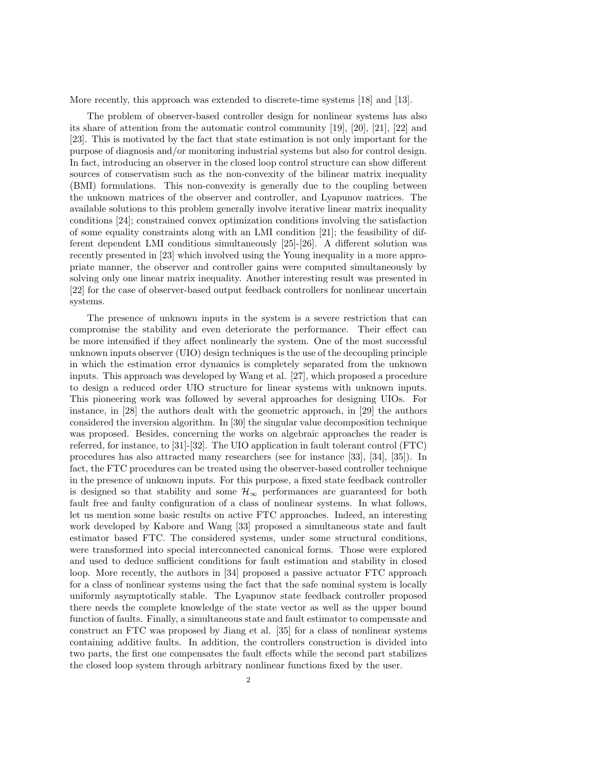More recently, this approach was extended to discrete-time systems [18] and [13].

The problem of observer-based controller design for nonlinear systems has also its share of attention from the automatic control community [19], [20], [21], [22] and [23]. This is motivated by the fact that state estimation is not only important for the purpose of diagnosis and/or monitoring industrial systems but also for control design. In fact, introducing an observer in the closed loop control structure can show different sources of conservatism such as the non-convexity of the bilinear matrix inequality (BMI) formulations. This non-convexity is generally due to the coupling between the unknown matrices of the observer and controller, and Lyapunov matrices. The available solutions to this problem generally involve iterative linear matrix inequality conditions [24]; constrained convex optimization conditions involving the satisfaction of some equality constraints along with an LMI condition [21]; the feasibility of different dependent LMI conditions simultaneously [25]-[26]. A different solution was recently presented in [23] which involved using the Young inequality in a more appropriate manner, the observer and controller gains were computed simultaneously by solving only one linear matrix inequality. Another interesting result was presented in [22] for the case of observer-based output feedback controllers for nonlinear uncertain systems.

The presence of unknown inputs in the system is a severe restriction that can compromise the stability and even deteriorate the performance. Their effect can be more intensified if they affect nonlinearly the system. One of the most successful unknown inputs observer (UIO) design techniques is the use of the decoupling principle in which the estimation error dynamics is completely separated from the unknown inputs. This approach was developed by Wang et al. [27], which proposed a procedure to design a reduced order UIO structure for linear systems with unknown inputs. This pioneering work was followed by several approaches for designing UIOs. For instance, in [28] the authors dealt with the geometric approach, in [29] the authors considered the inversion algorithm. In [30] the singular value decomposition technique was proposed. Besides, concerning the works on algebraic approaches the reader is referred, for instance, to [31]-[32]. The UIO application in fault tolerant control (FTC) procedures has also attracted many researchers (see for instance [33], [34], [35]). In fact, the FTC procedures can be treated using the observer-based controller technique in the presence of unknown inputs. For this purpose, a fixed state feedback controller is designed so that stability and some $\mathcal{H}_\infty$ performances are guaranteed for both fault free and faulty configuration of a class of nonlinear systems. In what follows, let us mention some basic results on active FTC approaches. Indeed, an interesting work developed by Kabore and Wang [33] proposed a simultaneous state and fault estimator based FTC. The considered systems, under some structural conditions, were transformed into special interconnected canonical forms. Those were explored and used to deduce sufficient conditions for fault estimation and stability in closed loop. More recently, the authors in [34] proposed a passive actuator FTC approach for a class of nonlinear systems using the fact that the safe nominal system is locally uniformly asymptotically stable. The Lyapunov state feedback controller proposed there needs the complete knowledge of the state vector as well as the upper bound function of faults. Finally, a simultaneous state and fault estimator to compensate and construct an FTC was proposed by Jiang et al. [35] for a class of nonlinear systems containing additive faults. In addition, the controllers construction is divided into two parts, the first one compensates the fault effects while the second part stabilizes the closed loop system through arbitrary nonlinear functions fixed by the user.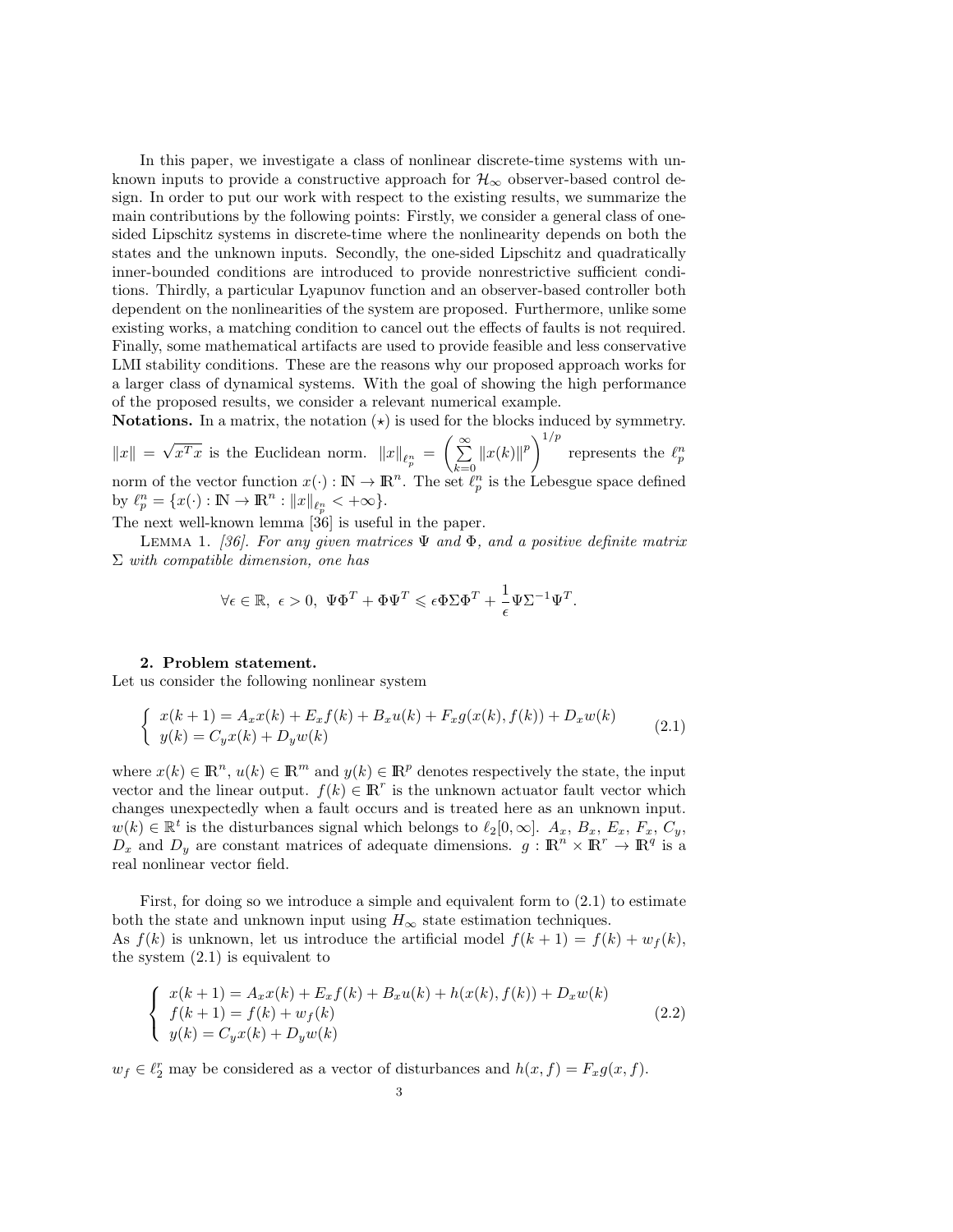In this paper, we investigate a class of nonlinear discrete-time systems with unknown inputs to provide a constructive approach for $\mathcal{H}_\infty$ observer-based control design. In order to put our work with respect to the existing results, we summarize the main contributions by the following points: Firstly, we consider a general class of one-sided Lipschitz systems in discrete-time where the nonlinearity depends on both the states and the unknown inputs. Secondly, the one-sided Lipschitz and quadratically inner-bounded conditions are introduced to provide nonrestrictive sufficient conditions. Thirdly, a particular Lyapunov function and an observer-based controller both dependent on the nonlinearities of the system are proposed. Furthermore, unlike some existing works, a matching condition to cancel out the effects of faults is not required. Finally, some mathematical artifacts are used to provide feasible and less conservative LMI stability conditions. These are the reasons why our proposed approach works for a larger class of dynamical systems. With the goal of showing the high performance of the proposed results, we consider a relevant numerical example.

**Notations.** In a matrix, the notation $(\star)$ is used for the blocks induced by symmetry. $\|x\| = \sqrt{x^T x}$ is the Euclidean norm. $\|x\|_{\ell_p^n} = \left(\sum\limits_{k=0}^{\infty} \|x(k)\|^p\right)^{1/p}$ represents the $\ell_p^n$ norm of the vector function $x(\cdot) : \mathbb{N} \to \mathbb{R}^n$. The set $\ell_p^n$ is the Lebesgue space defined by $\ell_p^n = \{x(\cdot) : \mathbb{N} \to \mathbb{R}^n : \|x\|_{\ell_p^n} < +\infty\}$.

The next well-known lemma [36] is useful in the paper.

Lemma 1. *[36]. For any given matrices $\Psi$ and $\Phi$, and a positive definite matrix $\Sigma$ with compatible dimension, one has*

$$\forall \epsilon \in \mathbb{R},\ \epsilon > 0,\ \Psi\Phi^T + \Phi\Psi^T \leqslant \epsilon\Phi\Sigma\Phi^T + \frac{1}{\epsilon}\Psi\Sigma^{-1}\Psi^T.$$

## 2. Problem statement.

Let us consider the following nonlinear system

$$\left\{\begin{array}{l} x(k+1) = A_x x(k) + E_x f(k) + B_x u(k) + F_x g(x(k), f(k)) + D_x w(k) \\ y(k) = C_y x(k) + D_y w(k) \end{array}\right. \tag{2.1}$$

where $x(k) \in \mathbb{R}^n$, $u(k) \in \mathbb{R}^m$ and $y(k) \in \mathbb{R}^p$ denotes respectively the state, the input vector and the linear output. $f(k) \in \mathbb{R}^r$ is the unknown actuator fault vector which changes unexpectedly when a fault occurs and is treated here as an unknown input. $w(k) \in \mathbb{R}^t$ is the disturbances signal which belongs to $\ell_2[0, \infty]$. $A_x$, $B_x$, $E_x$, $F_x$, $C_y$, $D_x$ and $D_y$ are constant matrices of adequate dimensions. $g : \mathbb{R}^n \times \mathbb{R}^r \to \mathbb{R}^q$ is a real nonlinear vector field.

First, for doing so we introduce a simple and equivalent form to (2.1) to estimate both the state and unknown input using $H_\infty$ state estimation techniques.

As $f(k)$ is unknown, let us introduce the artificial model $f(k+1) = f(k) + w_f(k)$, the system (2.1) is equivalent to

$$\left\{\begin{array}{l} x(k+1) = A_x x(k) + E_x f(k) + B_x u(k) + h(x(k), f(k)) + D_x w(k) \\ f(k+1) = f(k) + w_f(k) \\ y(k) = C_y x(k) + D_y w(k) \end{array}\right. \tag{2.2}$$

$w_f \in \ell_2^r$ may be considered as a vector of disturbances and $h(x, f) = F_x g(x, f)$.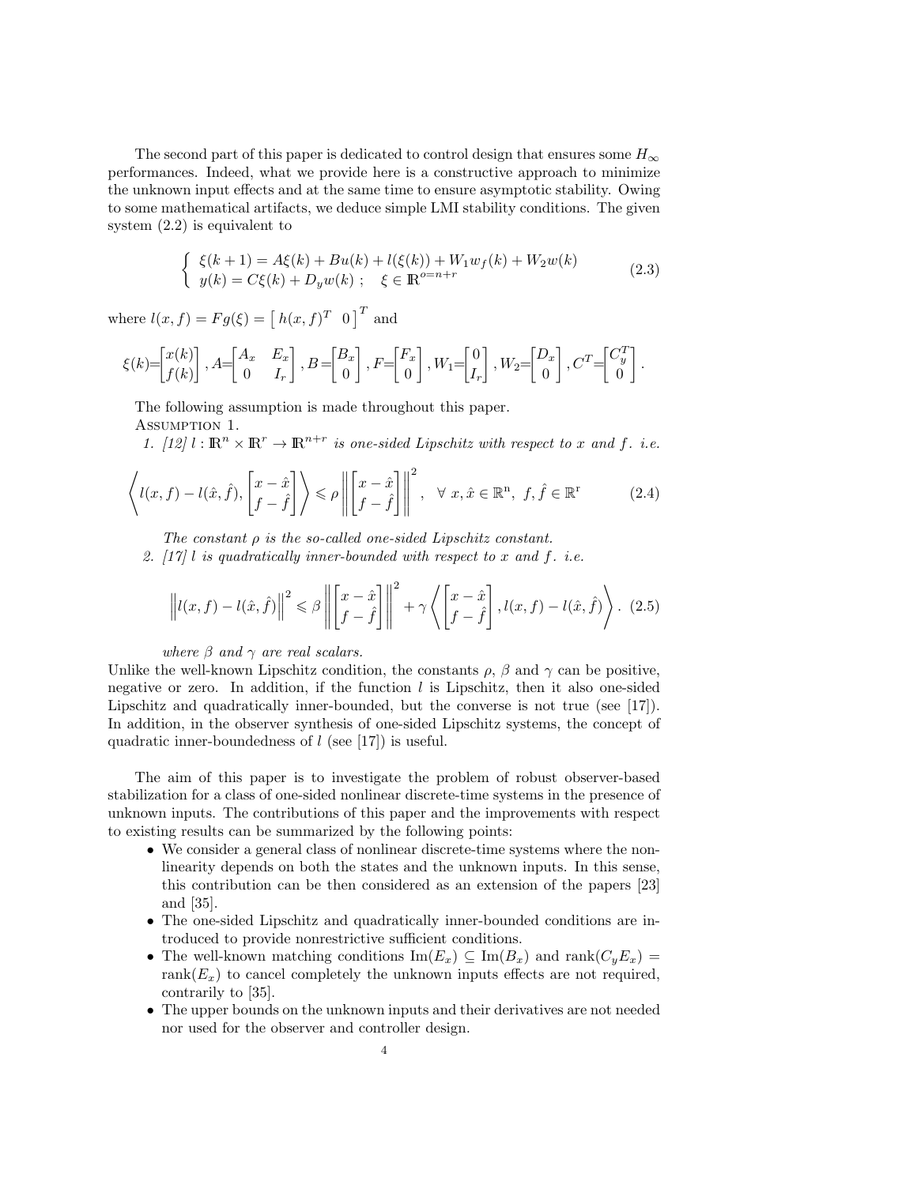The second part of this paper is dedicated to control design that ensures some $H_\infty$ performances. Indeed, what we provide here is a constructive approach to minimize the unknown input effects and at the same time to ensure asymptotic stability. Owing to some mathematical artifacts, we deduce simple LMI stability conditions. The given system (2.2) is equivalent to

$$\begin{cases} \xi(k+1) = A\xi(k) + Bu(k) + l(\xi(k)) + W_1 w_f(k) + W_2 w(k) \\ y(k) = C\xi(k) + D_y w(k) \; ; \quad \xi \in \mathbb{R}^{o=n+r} \end{cases} \tag{2.3}$$

where $l(x,f) = Fg(\xi) = \begin{bmatrix} h(x,f)^T & 0 \end{bmatrix}^T$ and

$$\xi(k) = \begin{bmatrix} x(k) \\ f(k) \end{bmatrix}, A = \begin{bmatrix} A_x & E_x \\ 0 & I_r \end{bmatrix}, B = \begin{bmatrix} B_x \\ 0 \end{bmatrix}, F = \begin{bmatrix} F_x \\ 0 \end{bmatrix}, W_1 = \begin{bmatrix} 0 \\ I_r \end{bmatrix}, W_2 = \begin{bmatrix} D_x \\ 0 \end{bmatrix}, C^T = \begin{bmatrix} C_y^T \\ 0 \end{bmatrix}.$$

The following assumption is made throughout this paper.

Assumption 1.

1. [12] $l : \mathbb{R}^n \times \mathbb{R}^r \to \mathbb{R}^{n+r}$ *is one-sided Lipschitz with respect to* $x$ *and* $f$*. i.e.*

$$\left\langle l(x,f) - l(\hat{x},\hat{f}), \begin{bmatrix} x - \hat{x} \\ f - \hat{f} \end{bmatrix} \right\rangle \leqslant \rho \left\| \begin{bmatrix} x - \hat{x} \\ f - \hat{f} \end{bmatrix} \right\|^2, \quad \forall \; x, \hat{x} \in \mathbb{R}^n, \; f, \hat{f} \in \mathbb{R}^r \tag{2.4}$$

   *The constant* $\rho$ *is the so-called one-sided Lipschitz constant.*

2. [17] $l$ *is quadratically inner-bounded with respect to* $x$ *and* $f$*. i.e.*

$$\left\| l(x,f) - l(\hat{x},\hat{f}) \right\|^2 \leqslant \beta \left\| \begin{bmatrix} x - \hat{x} \\ f - \hat{f} \end{bmatrix} \right\|^2 + \gamma \left\langle \begin{bmatrix} x - \hat{x} \\ f - \hat{f} \end{bmatrix}, l(x,f) - l(\hat{x},\hat{f}) \right\rangle. \tag{2.5}$$

   *where* $\beta$ *and* $\gamma$ *are real scalars.*

Unlike the well-known Lipschitz condition, the constants $\rho$, $\beta$ and $\gamma$ can be positive, negative or zero. In addition, if the function $l$ is Lipschitz, then it also one-sided Lipschitz and quadratically inner-bounded, but the converse is not true (see [17]). In addition, in the observer synthesis of one-sided Lipschitz systems, the concept of quadratic inner-boundedness of $l$ (see [17]) is useful.

The aim of this paper is to investigate the problem of robust observer-based stabilization for a class of one-sided nonlinear discrete-time systems in the presence of unknown inputs. The contributions of this paper and the improvements with respect to existing results can be summarized by the following points:

- We consider a general class of nonlinear discrete-time systems where the nonlinearity depends on both the states and the unknown inputs. In this sense, this contribution can be then considered as an extension of the papers [23] and [35].
- The one-sided Lipschitz and quadratically inner-bounded conditions are introduced to provide nonrestrictive sufficient conditions.
- The well-known matching conditions $\mathrm{Im}(E_x) \subseteq \mathrm{Im}(B_x)$ and $\mathrm{rank}(C_y E_x) = \mathrm{rank}(E_x)$ to cancel completely the unknown inputs effects are not required, contrarily to [35].
- The upper bounds on the unknown inputs and their derivatives are not needed nor used for the observer and controller design.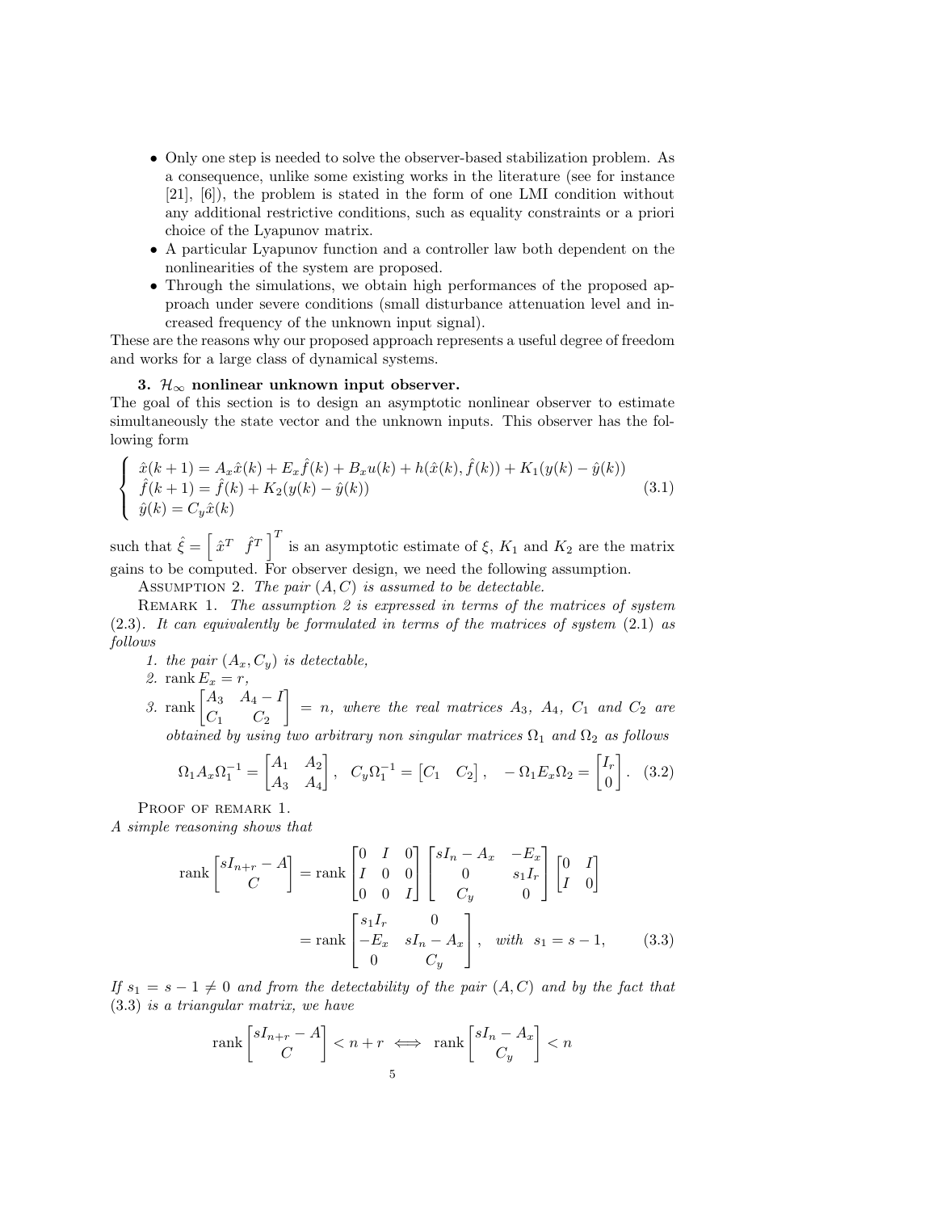- Only one step is needed to solve the observer-based stabilization problem. As a consequence, unlike some existing works in the literature (see for instance [21], [6]), the problem is stated in the form of one LMI condition without any additional restrictive conditions, such as equality constraints or a priori choice of the Lyapunov matrix.
- A particular Lyapunov function and a controller law both dependent on the nonlinearities of the system are proposed.
- Through the simulations, we obtain high performances of the proposed approach under severe conditions (small disturbance attenuation level and increased frequency of the unknown input signal).

These are the reasons why our proposed approach represents a useful degree of freedom and works for a large class of dynamical systems.

**3. $\mathcal{H}_\infty$ nonlinear unknown input observer.**

The goal of this section is to design an asymptotic nonlinear observer to estimate simultaneously the state vector and the unknown inputs. This observer has the following form

$$\left\{\begin{array}{l} \hat{x}(k+1) = A_x\hat{x}(k) + E_x\hat{f}(k) + B_xu(k) + h(\hat{x}(k),\hat{f}(k)) + K_1(y(k)-\hat{y}(k)) \\ \hat{f}(k+1) = \hat{f}(k) + K_2(y(k)-\hat{y}(k)) \\ \hat{y}(k) = C_y\hat{x}(k) \end{array}\right. \tag{3.1}$$

such that $\hat{\xi} = \left[\begin{array}{cc} \hat{x}^T & \hat{f}^T \end{array}\right]^T$ is an asymptotic estimate of $\xi$, $K_1$ and $K_2$ are the matrix gains to be computed. For observer design, we need the following assumption.

Assumption 2. *The pair $(A, C)$ is assumed to be detectable.*

Remark 1. *The assumption 2 is expressed in terms of the matrices of system (2.3). It can equivalently be formulated in terms of the matrices of system (2.1) as follows*

1. *the pair $(A_x, C_y)$ is detectable,*
2. $\operatorname{rank} E_x = r$,
3. $\operatorname{rank}\begin{bmatrix} A_3 & A_4 - I \\ C_1 & C_2 \end{bmatrix} = n$, *where the real matrices $A_3$, $A_4$, $C_1$ and $C_2$ are obtained by using two arbitrary non singular matrices $\Omega_1$ and $\Omega_2$ as follows*

$$\Omega_1 A_x \Omega_1^{-1} = \begin{bmatrix} A_1 & A_2 \\ A_3 & A_4 \end{bmatrix}, \quad C_y\Omega_1^{-1} = \begin{bmatrix} C_1 & C_2 \end{bmatrix}, \quad -\Omega_1 E_x \Omega_2 = \begin{bmatrix} I_r \\ 0 \end{bmatrix}. \tag{3.2}$$

Proof of remark 1.
*A simple reasoning shows that*

$$\begin{aligned} \operatorname{rank}\begin{bmatrix} sI_{n+r} - A \\ C \end{bmatrix} &= \operatorname{rank}\begin{bmatrix} 0 & I & 0 \\ I & 0 & 0 \\ 0 & 0 & I \end{bmatrix}\begin{bmatrix} sI_n - A_x & -E_x \\ 0 & s_1 I_r \\ C_y & 0 \end{bmatrix}\begin{bmatrix} 0 & I \\ I & 0 \end{bmatrix} \\ &= \operatorname{rank}\begin{bmatrix} s_1 I_r & 0 \\ -E_x & sI_n - A_x \\ 0 & C_y \end{bmatrix}, \quad \textit{with} \quad s_1 = s-1, \end{aligned} \tag{3.3}$$

*If $s_1 = s - 1 \neq 0$ and from the detectability of the pair $(A, C)$ and by the fact that (3.3) is a triangular matrix, we have*

$$\operatorname{rank}\begin{bmatrix} sI_{n+r} - A \\ C \end{bmatrix} < n + r \iff \operatorname{rank}\begin{bmatrix} sI_n - A_x \\ C_y \end{bmatrix} < n$$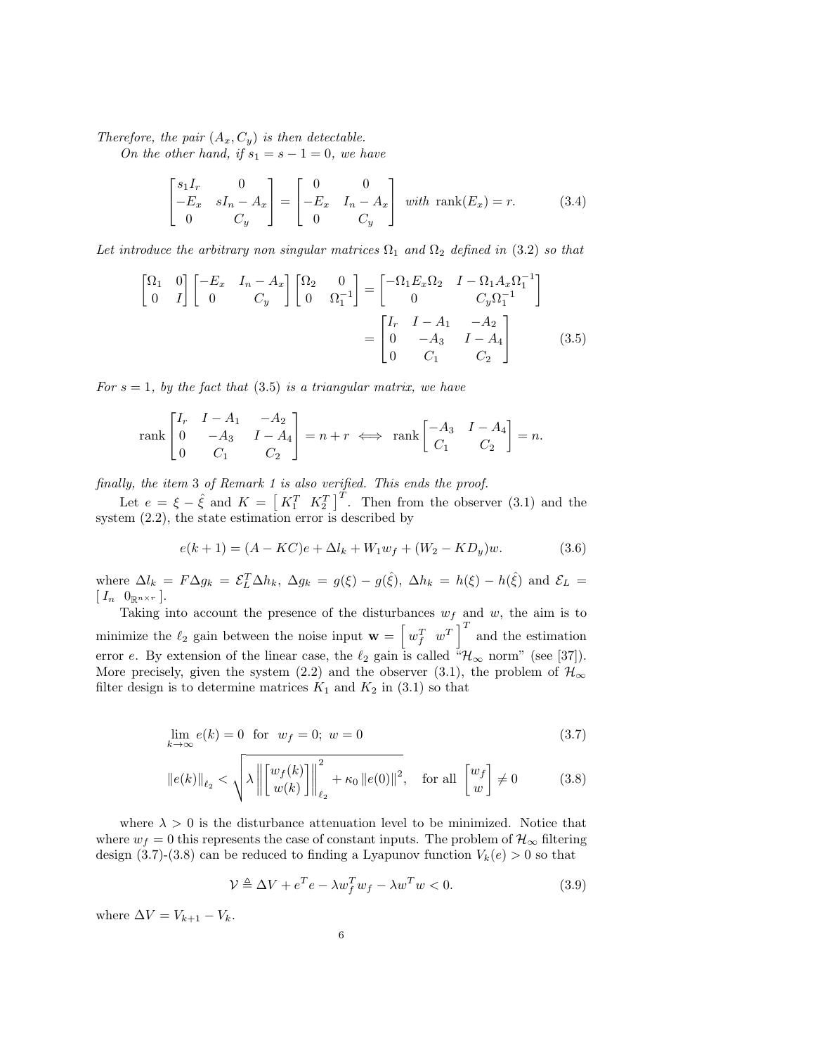*Therefore, the pair $(A_x, C_y)$ is then detectable.*

*On the other hand, if $s_1 = s - 1 = 0$, we have*

$$\begin{bmatrix} s_1 I_r & 0 \\ -E_x & sI_n - A_x \\ 0 & C_y \end{bmatrix} = \begin{bmatrix} 0 & 0 \\ -E_x & I_n - A_x \\ 0 & C_y \end{bmatrix} \text{ with } \operatorname{rank}(E_x) = r. \tag{3.4}$$

*Let introduce the arbitrary non singular matrices $\Omega_1$ and $\Omega_2$ defined in* (3.2) *so that*

$$\begin{aligned} \begin{bmatrix} \Omega_1 & 0 \\ 0 & I \end{bmatrix} \begin{bmatrix} -E_x & I_n - A_x \\ 0 & C_y \end{bmatrix} \begin{bmatrix} \Omega_2 & 0 \\ 0 & \Omega_1^{-1} \end{bmatrix} &= \begin{bmatrix} -\Omega_1 E_x \Omega_2 & I - \Omega_1 A_x \Omega_1^{-1} \\ 0 & C_y \Omega_1^{-1} \end{bmatrix} \\ &= \begin{bmatrix} I_r & I - A_1 & -A_2 \\ 0 & -A_3 & I - A_4 \\ 0 & C_1 & C_2 \end{bmatrix} \end{aligned} \tag{3.5}$$

*For $s = 1$, by the fact that* (3.5) *is a triangular matrix, we have*

$$\operatorname{rank} \begin{bmatrix} I_r & I - A_1 & -A_2 \\ 0 & -A_3 & I - A_4 \\ 0 & C_1 & C_2 \end{bmatrix} = n + r \iff \operatorname{rank} \begin{bmatrix} -A_3 & I - A_4 \\ C_1 & C_2 \end{bmatrix} = n.$$

*finally, the item* 3 *of Remark 1 is also verified. This ends the proof.*

Let $e = \xi - \hat{\xi}$ and $K = \begin{bmatrix} K_1^T & K_2^T \end{bmatrix}^T$. Then from the observer (3.1) and the system (2.2), the state estimation error is described by

$$e(k+1) = (A - KC)e + \Delta l_k + W_1 w_f + (W_2 - KD_y)w. \tag{3.6}$$

where $\Delta l_k = F \Delta g_k = \mathcal{E}_L^T \Delta h_k$, $\Delta g_k = g(\xi) - g(\hat{\xi})$, $\Delta h_k = h(\xi) - h(\hat{\xi})$ and $\mathcal{E}_L = \begin{bmatrix} I_n & 0_{\mathbb{R}^{n \times r}} \end{bmatrix}$.

Taking into account the presence of the disturbances $w_f$ and $w$, the aim is to minimize the $\ell_2$ gain between the noise input $\mathbf{w} = \begin{bmatrix} w_f^T & w^T \end{bmatrix}^T$ and the estimation error $e$. By extension of the linear case, the $\ell_2$ gain is called "$\mathcal{H}_\infty$ norm" (see [37]). More precisely, given the system (2.2) and the observer (3.1), the problem of $\mathcal{H}_\infty$ filter design is to determine matrices $K_1$ and $K_2$ in (3.1) so that

$$\lim_{k \to \infty} e(k) = 0 \quad \text{for} \quad w_f = 0; \; w = 0 \tag{3.7}$$

$$\|e(k)\|_{\ell_2} < \sqrt{\lambda \left\| \begin{bmatrix} w_f(k) \\ w(k) \end{bmatrix} \right\|_{\ell_2}^2 + \kappa_0 \|e(0)\|^2}, \quad \text{for all } \begin{bmatrix} w_f \\ w \end{bmatrix} \neq 0 \tag{3.8}$$

where $\lambda > 0$ is the disturbance attenuation level to be minimized. Notice that where $w_f = 0$ this represents the case of constant inputs. The problem of $\mathcal{H}_\infty$ filtering design (3.7)-(3.8) can be reduced to finding a Lyapunov function $V_k(e) > 0$ so that

$$\mathcal{V} \triangleq \Delta V + e^T e - \lambda w_f^T w_f - \lambda w^T w < 0. \tag{3.9}$$

where $\Delta V = V_{k+1} - V_k$.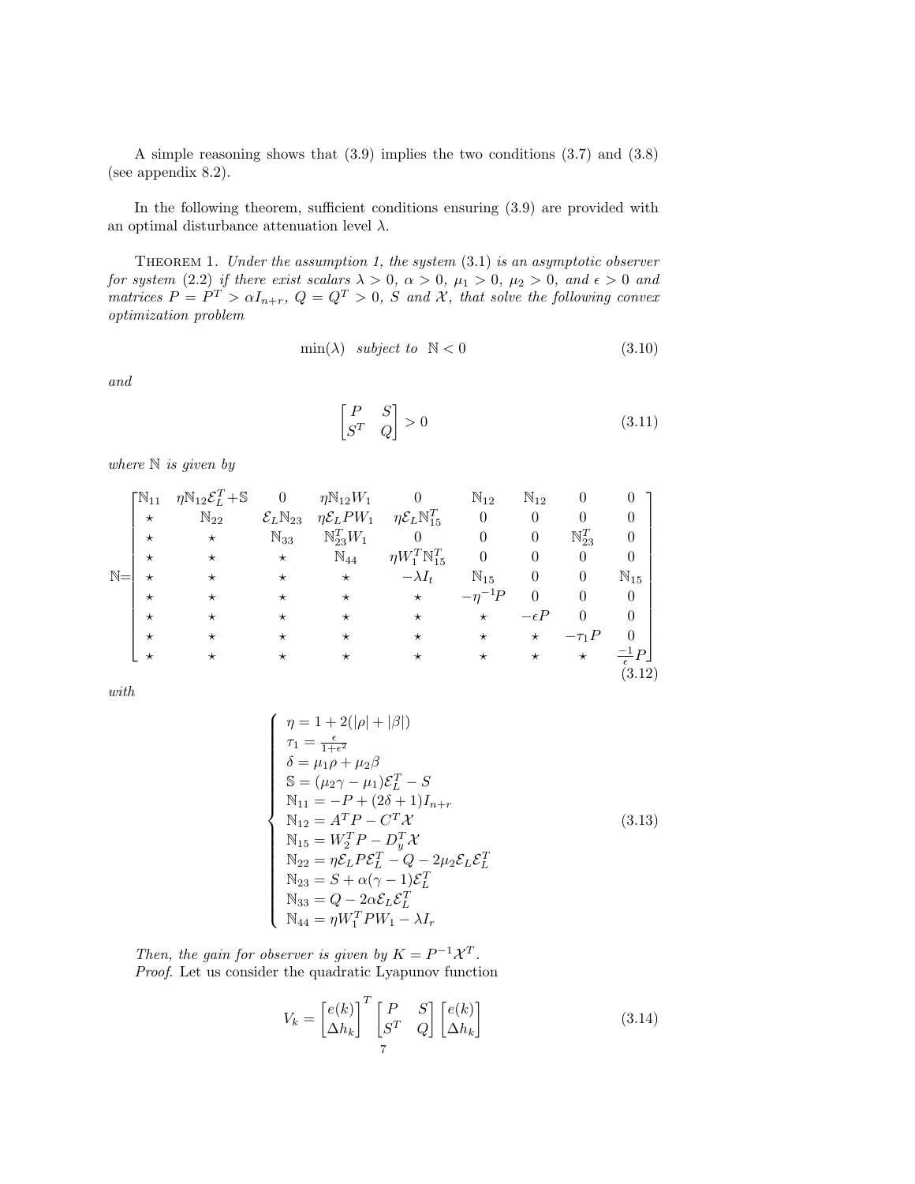A simple reasoning shows that (3.9) implies the two conditions (3.7) and (3.8) (see appendix 8.2).

In the following theorem, sufficient conditions ensuring (3.9) are provided with an optimal disturbance attenuation level $\lambda$.

Theorem 1. *Under the assumption 1, the system (3.1) is an asymptotic observer for system (2.2) if there exist scalars $\lambda > 0$, $\alpha > 0$, $\mu_1 > 0$, $\mu_2 > 0$, and $\epsilon > 0$ and matrices $P = P^T > \alpha I_{n+r}$, $Q = Q^T > 0$, $S$ and $\mathcal{X}$, that solve the following convex optimization problem*

$$\min(\lambda) \quad \text{subject to} \quad \mathbb{N} < 0 \tag{3.10}$$

*and*

$$\begin{bmatrix} P & S \\ S^T & Q \end{bmatrix} > 0 \tag{3.11}$$

*where $\mathbb{N}$ is given by*

$$\mathbb{N}=\begin{bmatrix}
\mathbb{N}_{11} & \eta\mathbb{N}_{12}\mathcal{E}_L^T+\mathbb{S} & 0 & \eta\mathbb{N}_{12}W_1 & 0 & \mathbb{N}_{12} & \mathbb{N}_{12} & 0 & 0 \\
\star & \mathbb{N}_{22} & \mathcal{E}_L\mathbb{N}_{23} & \eta\mathcal{E}_L P W_1 & \eta\mathcal{E}_L\mathbb{N}_{15}^T & 0 & 0 & 0 & 0 \\
\star & \star & \mathbb{N}_{33} & \mathbb{N}_{23}^T W_1 & 0 & 0 & 0 & \mathbb{N}_{23}^T & 0 \\
\star & \star & \star & \mathbb{N}_{44} & \eta W_1^T\mathbb{N}_{15}^T & 0 & 0 & 0 & 0 \\
\star & \star & \star & \star & -\lambda I_t & \mathbb{N}_{15} & 0 & 0 & \mathbb{N}_{15} \\
\star & \star & \star & \star & \star & -\eta^{-1}P & 0 & 0 & 0 \\
\star & \star & \star & \star & \star & \star & -\epsilon P & 0 & 0 \\
\star & \star & \star & \star & \star & \star & \star & -\tau_1 P & 0 \\
\star & \star & \star & \star & \star & \star & \star & \star & \frac{-1}{\epsilon}P
\end{bmatrix} \tag{3.12}$$

*with*

$$\begin{cases}
\eta = 1 + 2(|\rho| + |\beta|) \\
\tau_1 = \frac{\epsilon}{1+\epsilon^2} \\
\delta = \mu_1\rho + \mu_2\beta \\
\mathbb{S} = (\mu_2\gamma - \mu_1)\mathcal{E}_L^T - S \\
\mathbb{N}_{11} = -P + (2\delta + 1)I_{n+r} \\
\mathbb{N}_{12} = A^T P - C^T\mathcal{X} \\
\mathbb{N}_{15} = W_2^T P - D_y^T\mathcal{X} \\
\mathbb{N}_{22} = \eta\mathcal{E}_L P\mathcal{E}_L^T - Q - 2\mu_2\mathcal{E}_L\mathcal{E}_L^T \\
\mathbb{N}_{23} = S + \alpha(\gamma - 1)\mathcal{E}_L^T \\
\mathbb{N}_{33} = Q - 2\alpha\mathcal{E}_L\mathcal{E}_L^T \\
\mathbb{N}_{44} = \eta W_1^T P W_1 - \lambda I_r
\end{cases} \tag{3.13}$$

*Then, the gain for observer is given by $K = P^{-1}\mathcal{X}^T$.*

*Proof.* Let us consider the quadratic Lyapunov function

$$V_k = \begin{bmatrix} e(k) \\ \Delta h_k \end{bmatrix}^T \begin{bmatrix} P & S \\ S^T & Q \end{bmatrix} \begin{bmatrix} e(k) \\ \Delta h_k \end{bmatrix} \tag{3.14}$$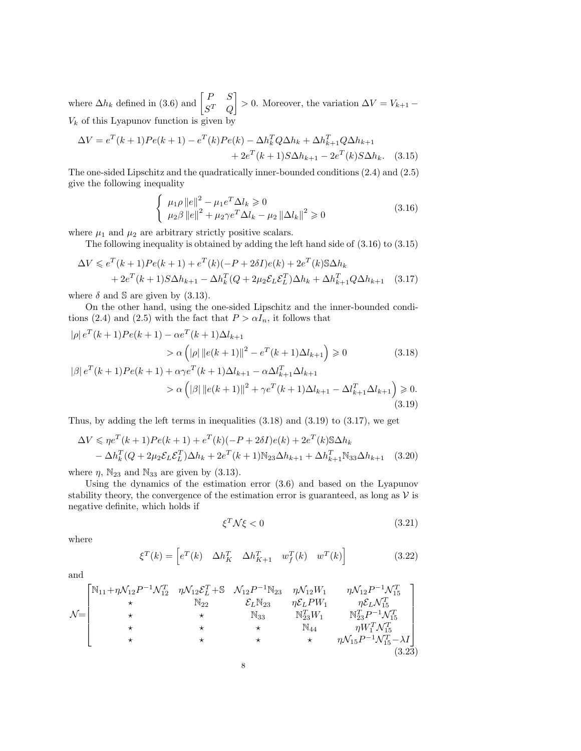where $\Delta h_k$ defined in (3.6) and $\begin{bmatrix} P & S \\ S^T & Q \end{bmatrix} > 0$. Moreover, the variation $\Delta V = V_{k+1} - V_k$ of this Lyapunov function is given by

$$\Delta V = e^T(k+1)Pe(k+1) - e^T(k)Pe(k) - \Delta h_k^T Q \Delta h_k + \Delta h_{k+1}^T Q \Delta h_{k+1} + 2e^T(k+1)S\Delta h_{k+1} - 2e^T(k)S\Delta h_k. \quad (3.15)$$

The one-sided Lipschitz and the quadratically inner-bounded conditions (2.4) and (2.5) give the following inequality

$$\begin{cases} \mu_1 \rho \left\|e\right\|^2 - \mu_1 e^T \Delta l_k \geqslant 0 \\ \mu_2 \beta \left\|e\right\|^2 + \mu_2 \gamma e^T \Delta l_k - \mu_2 \left\|\Delta l_k\right\|^2 \geqslant 0 \end{cases} \quad (3.16)$$

where $\mu_1$ and $\mu_2$ are arbitrary strictly positive scalars.

The following inequality is obtained by adding the left hand side of (3.16) to (3.15)

$$\Delta V \leqslant e^T(k+1)Pe(k+1) + e^T(k)(-P + 2\delta I)e(k) + 2e^T(k)\mathbb{S}\Delta h_k + 2e^T(k+1)S\Delta h_{k+1} - \Delta h_k^T(Q + 2\mu_2 \mathcal{E}_L \mathcal{E}_L^T)\Delta h_k + \Delta h_{k+1}^T Q \Delta h_{k+1} \quad (3.17)$$

where $\delta$ and $\mathbb{S}$ are given by (3.13).

On the other hand, using the one-sided Lipschitz and the inner-bounded conditions (2.4) and (2.5) with the fact that $P > \alpha I_n$, it follows that

$$|\rho|\, e^T(k+1)Pe(k+1) - \alpha e^T(k+1)\Delta l_{k+1} > \alpha \left( |\rho| \left\|e(k+1)\right\|^2 - e^T(k+1)\Delta l_{k+1} \right) \geqslant 0 \quad (3.18)$$

$$|\beta|\, e^T(k+1)Pe(k+1) + \alpha\gamma e^T(k+1)\Delta l_{k+1} - \alpha \Delta l_{k+1}^T \Delta l_{k+1} > \alpha \left( |\beta| \left\|e(k+1)\right\|^2 + \gamma e^T(k+1)\Delta l_{k+1} - \Delta l_{k+1}^T \Delta l_{k+1} \right) \geqslant 0. \quad (3.19)$$

Thus, by adding the left terms in inequalities (3.18) and (3.19) to (3.17), we get

$$\Delta V \leqslant \eta e^T(k+1)Pe(k+1) + e^T(k)(-P + 2\delta I)e(k) + 2e^T(k)\mathbb{S}\Delta h_k - \Delta h_k^T(Q + 2\mu_2 \mathcal{E}_L \mathcal{E}_L^T)\Delta h_k + 2e^T(k+1)\mathbb{N}_{23}\Delta h_{k+1} + \Delta h_{k+1}^T \mathbb{N}_{33} \Delta h_{k+1} \quad (3.20)$$

where $\eta$, $\mathbb{N}_{23}$ and $\mathbb{N}_{33}$ are given by (3.13).

Using the dynamics of the estimation error (3.6) and based on the Lyapunov stability theory, the convergence of the estimation error is guaranteed, as long as $\mathcal{V}$ is negative definite, which holds if

$$\xi^T \mathcal{N} \xi < 0 \quad (3.21)$$

where

$$\xi^T(k) = \begin{bmatrix} e^T(k) & \Delta h_K^T & \Delta h_{K+1}^T & w_f^T(k) & w^T(k) \end{bmatrix} \quad (3.22)$$

and

$$\mathcal{N} = \begin{bmatrix} \mathbb{N}_{11} + \eta \mathcal{N}_{12} P^{-1} \mathcal{N}_{12}^T & \eta \mathcal{N}_{12} \mathcal{E}_L^T + \mathbb{S} & \mathcal{N}_{12} P^{-1} \mathbb{N}_{23} & \eta \mathcal{N}_{12} W_1 & \eta \mathcal{N}_{12} P^{-1} \mathcal{N}_{15}^T \\ \star & \mathbb{N}_{22} & \mathcal{E}_L \mathbb{N}_{23} & \eta \mathcal{E}_L P W_1 & \eta \mathcal{E}_L \mathcal{N}_{15}^T \\ \star & \star & \mathbb{N}_{33} & \mathbb{N}_{23}^T W_1 & \mathbb{N}_{23}^T P^{-1} \mathcal{N}_{15}^T \\ \star & \star & \star & \mathbb{N}_{44} & \eta W_1^T \mathcal{N}_{15}^T \\ \star & \star & \star & \star & \eta \mathcal{N}_{15} P^{-1} \mathcal{N}_{15}^T - \lambda I \end{bmatrix} \quad (3.23)$$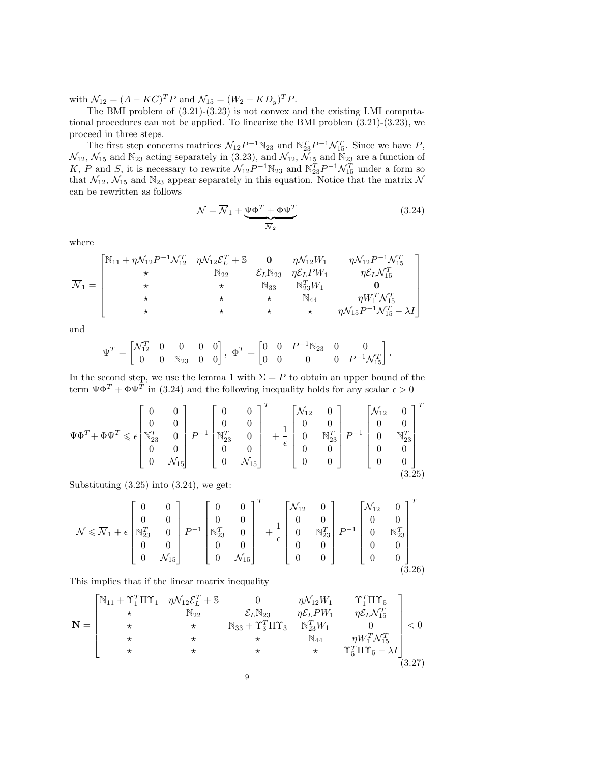with $\mathcal{N}_{12} = (A - KC)^T P$ and $\mathcal{N}_{15} = (W_2 - KD_y)^T P$.

The BMI problem of (3.21)-(3.23) is not convex and the existing LMI computational procedures can not be applied. To linearize the BMI problem (3.21)-(3.23), we proceed in three steps.

The first step concerns matrices $\mathcal{N}_{12} P^{-1} \mathbb{N}_{23}$ and $\mathbb{N}_{23}^T P^{-1} \mathcal{N}_{15}^T$. Since we have $P$, $\mathcal{N}_{12}$, $\mathcal{N}_{15}$ and $\mathbb{N}_{23}$ acting separately in (3.23), and $\mathcal{N}_{12}$, $\mathcal{N}_{15}$ and $\mathbb{N}_{23}$ are a function of $K$, $P$ and $S$, it is necessary to rewrite $\mathcal{N}_{12} P^{-1} \mathbb{N}_{23}$ and $\mathbb{N}_{23}^T P^{-1} \mathcal{N}_{15}^T$ under a form so that $\mathcal{N}_{12}$, $\mathcal{N}_{15}$ and $\mathbb{N}_{23}$ appear separately in this equation. Notice that the matrix $\mathcal{N}$ can be rewritten as follows

$$\mathcal{N} = \overline{\mathcal{N}}_1 + \underbrace{\Psi \Phi^T + \Phi \Psi^T}_{\overline{\mathcal{N}}_2} \tag{3.24}$$

where

$$\overline{\mathcal{N}}_1 = \begin{bmatrix} \mathbb{N}_{11} + \eta \mathcal{N}_{12} P^{-1} \mathcal{N}_{12}^T & \eta \mathcal{N}_{12} \mathcal{E}_L^T + \mathbb{S} & \mathbf{0} & \eta \mathcal{N}_{12} W_1 & \eta \mathcal{N}_{12} P^{-1} \mathcal{N}_{15}^T \\ \star & \mathbb{N}_{22} & \mathcal{E}_L \mathbb{N}_{23} & \eta \mathcal{E}_L P W_1 & \eta \mathcal{E}_L \mathcal{N}_{15}^T \\ \star & \star & \mathbb{N}_{33} & \mathbb{N}_{23}^T W_1 & \mathbf{0} \\ \star & \star & \star & \mathbb{N}_{44} & \eta W_1^T \mathcal{N}_{15}^T \\ \star & \star & \star & \star & \eta \mathcal{N}_{15} P^{-1} \mathcal{N}_{15}^T - \lambda I \end{bmatrix}$$

and

$$\Psi^T = \begin{bmatrix} \mathcal{N}_{12}^T & 0 & 0 & 0 & 0 \\ 0 & 0 & \mathbb{N}_{23} & 0 & 0 \end{bmatrix}, \ \Phi^T = \begin{bmatrix} 0 & 0 & P^{-1} \mathbb{N}_{23} & 0 & 0 \\ 0 & 0 & 0 & 0 & P^{-1} \mathcal{N}_{15}^T \end{bmatrix}.$$

In the second step, we use the lemma 1 with $\Sigma = P$ to obtain an upper bound of the term $\Psi \Phi^T + \Phi \Psi^T$ in (3.24) and the following inequality holds for any scalar $\epsilon > 0$

$$\Psi \Phi^T + \Phi \Psi^T \leqslant \epsilon \begin{bmatrix} 0 & 0 \\ 0 & 0 \\ \mathbb{N}_{23}^T & 0 \\ 0 & 0 \\ 0 & \mathcal{N}_{15} \end{bmatrix} P^{-1} \begin{bmatrix} 0 & 0 \\ 0 & 0 \\ \mathbb{N}_{23}^T & 0 \\ 0 & 0 \\ 0 & \mathcal{N}_{15} \end{bmatrix}^T + \frac{1}{\epsilon} \begin{bmatrix} \mathcal{N}_{12} & 0 \\ 0 & 0 \\ 0 & \mathbb{N}_{23}^T \\ 0 & 0 \\ 0 & 0 \end{bmatrix} P^{-1} \begin{bmatrix} \mathcal{N}_{12} & 0 \\ 0 & 0 \\ 0 & \mathbb{N}_{23}^T \\ 0 & 0 \\ 0 & 0 \end{bmatrix}^T \tag{3.25}$$

Substituting (3.25) into (3.24), we get:

$$\mathcal{N} \leqslant \overline{\mathcal{N}}_1 + \epsilon \begin{bmatrix} 0 & 0 \\ 0 & 0 \\ \mathbb{N}_{23}^T & 0 \\ 0 & 0 \\ 0 & \mathcal{N}_{15} \end{bmatrix} P^{-1} \begin{bmatrix} 0 & 0 \\ 0 & 0 \\ \mathbb{N}_{23}^T & 0 \\ 0 & 0 \\ 0 & \mathcal{N}_{15} \end{bmatrix}^T + \frac{1}{\epsilon} \begin{bmatrix} \mathcal{N}_{12} & 0 \\ 0 & 0 \\ 0 & \mathbb{N}_{23}^T \\ 0 & 0 \\ 0 & 0 \end{bmatrix} P^{-1} \begin{bmatrix} \mathcal{N}_{12} & 0 \\ 0 & 0 \\ 0 & \mathbb{N}_{23}^T \\ 0 & 0 \\ 0 & 0 \end{bmatrix}^T \tag{3.26}$$

This implies that if the linear matrix inequality

$$\mathbf{N} = \begin{bmatrix} \mathbb{N}_{11} + \Upsilon_1^T \Pi \Upsilon_1 & \eta \mathcal{N}_{12} \mathcal{E}_L^T + \mathbb{S} & 0 & \eta \mathcal{N}_{12} W_1 & \Upsilon_1^T \Pi \Upsilon_5 \\ \star & \mathbb{N}_{22} & \mathcal{E}_L \mathbb{N}_{23} & \eta \mathcal{E}_L P W_1 & \eta \mathcal{E}_L \mathcal{N}_{15}^T \\ \star & \star & \mathbb{N}_{33} + \Upsilon_3^T \Pi \Upsilon_3 & \mathbb{N}_{23}^T W_1 & 0 \\ \star & \star & \star & \mathbb{N}_{44} & \eta W_1^T \mathcal{N}_{15}^T \\ \star & \star & \star & \star & \Upsilon_5^T \Pi \Upsilon_5 - \lambda I \end{bmatrix} < 0 \tag{3.27}$$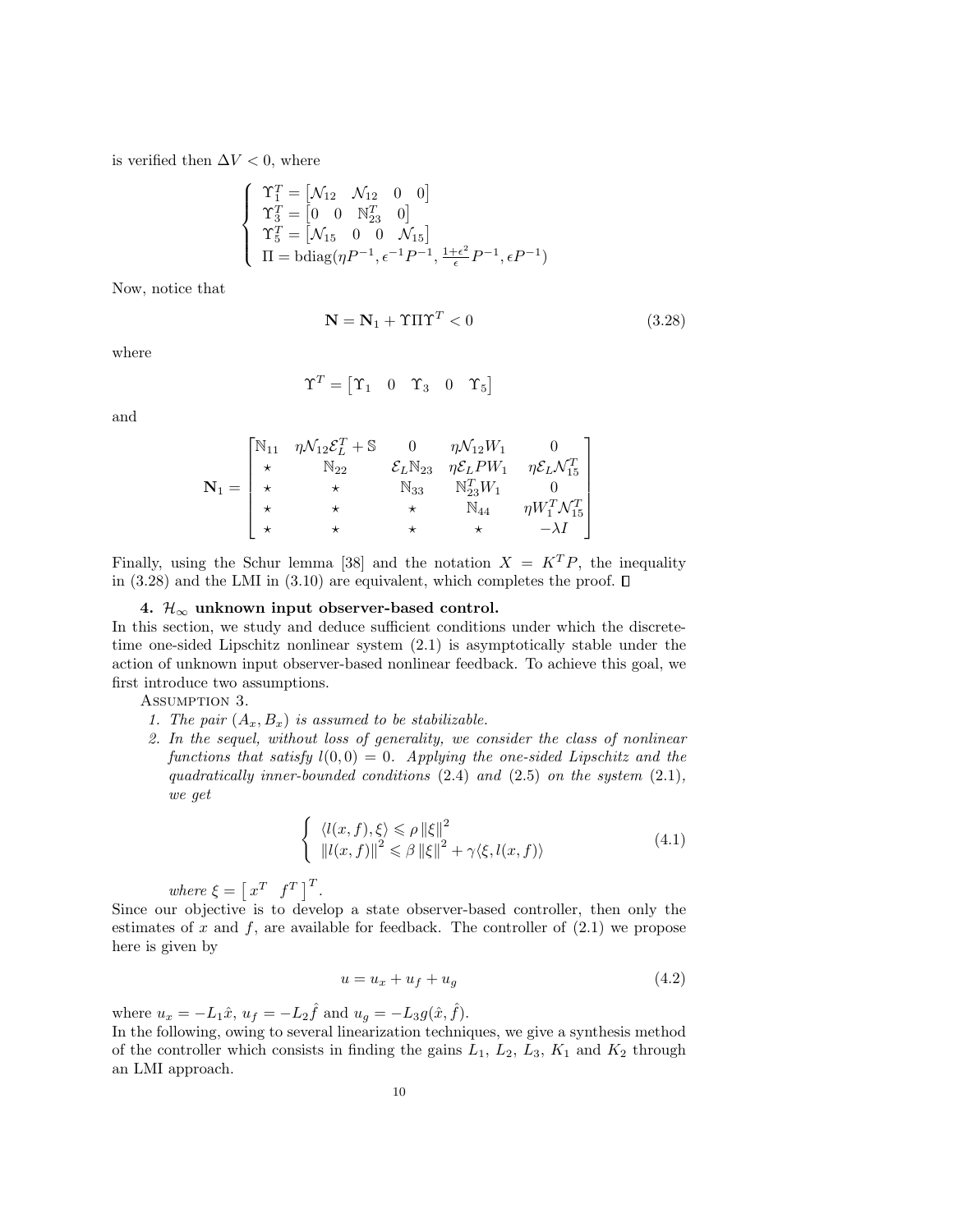is verified then $\Delta V < 0$, where

$$\left\{\begin{array}{l} \Upsilon_1^T = \begin{bmatrix} \mathcal{N}_{12} & \mathcal{N}_{12} & 0 & 0 \end{bmatrix} \\ \Upsilon_3^T = \begin{bmatrix} 0 & 0 & \mathbb{N}_{23}^T & 0 \end{bmatrix} \\ \Upsilon_5^T = \begin{bmatrix} \mathcal{N}_{15} & 0 & 0 & \mathcal{N}_{15} \end{bmatrix} \\ \Pi = \mathrm{bdiag}(\eta P^{-1}, \epsilon^{-1} P^{-1}, \frac{1+\epsilon^2}{\epsilon} P^{-1}, \epsilon P^{-1}) \end{array}\right.$$

Now, notice that

$$\mathbf{N} = \mathbf{N}_1 + \Upsilon \Pi \Upsilon^T < 0 \tag{3.28}$$

where

$$\Upsilon^T = \begin{bmatrix} \Upsilon_1 & 0 & \Upsilon_3 & 0 & \Upsilon_5 \end{bmatrix}$$

and

$$\mathbf{N}_1 = \begin{bmatrix} \mathbb{N}_{11} & \eta \mathcal{N}_{12} \mathcal{E}_L^T + \mathbb{S} & 0 & \eta \mathcal{N}_{12} W_1 & 0 \\ \star & \mathbb{N}_{22} & \mathcal{E}_L \mathbb{N}_{23} & \eta \mathcal{E}_L P W_1 & \eta \mathcal{E}_L \mathcal{N}_{15}^T \\ \star & \star & \mathbb{N}_{33} & \mathbb{N}_{23}^T W_1 & 0 \\ \star & \star & \star & \mathbb{N}_{44} & \eta W_1^T \mathcal{N}_{15}^T \\ \star & \star & \star & \star & -\lambda I \end{bmatrix}$$

Finally, using the Schur lemma [38] and the notation $X = K^T P$, the inequality in (3.28) and the LMI in (3.10) are equivalent, which completes the proof. □

## 4. $\mathcal{H}_\infty$ unknown input observer-based control.

In this section, we study and deduce sufficient conditions under which the discrete-time one-sided Lipschitz nonlinear system (2.1) is asymptotically stable under the action of unknown input observer-based nonlinear feedback. To achieve this goal, we first introduce two assumptions.

Assumption 3.

1. *The pair $(A_x, B_x)$ is assumed to be stabilizable.*
2. *In the sequel, without loss of generality, we consider the class of nonlinear functions that satisfy $l(0,0) = 0$. Applying the one-sided Lipschitz and the quadratically inner-bounded conditions (2.4) and (2.5) on the system (2.1), we get*

$$\left\{\begin{array}{l} \langle l(x,f), \xi \rangle \leqslant \rho \left\|\xi\right\|^2 \\ \left\|l(x,f)\right\|^2 \leqslant \beta \left\|\xi\right\|^2 + \gamma \langle \xi, l(x,f) \rangle \end{array}\right. \tag{4.1}$$

*where $\xi = \begin{bmatrix} x^T & f^T \end{bmatrix}^T$.*

Since our objective is to develop a state observer-based controller, then only the estimates of $x$ and $f$, are available for feedback. The controller of (2.1) we propose here is given by

$$u = u_x + u_f + u_g \tag{4.2}$$

where $u_x = -L_1 \hat{x}$, $u_f = -L_2 \hat{f}$ and $u_g = -L_3 g(\hat{x}, \hat{f})$.

In the following, owing to several linearization techniques, we give a synthesis method of the controller which consists in finding the gains $L_1$, $L_2$, $L_3$, $K_1$ and $K_2$ through an LMI approach.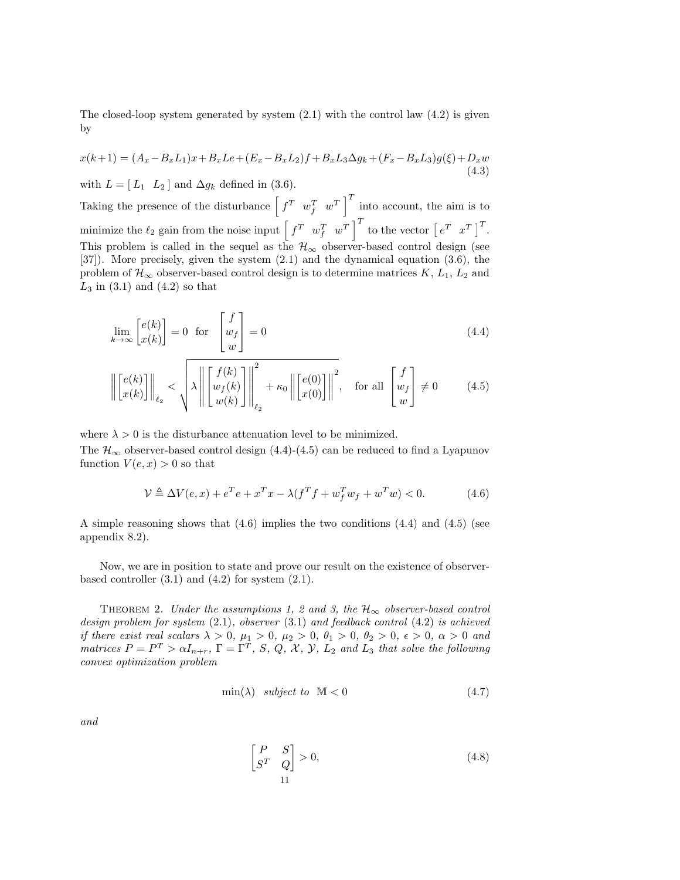The closed-loop system generated by system (2.1) with the control law (4.2) is given by

$$x(k+1) = (A_x - B_x L_1)x + B_x L e + (E_x - B_x L_2)f + B_x L_3 \Delta g_k + (F_x - B_x L_3)g(\xi) + D_x w \tag{4.3}$$

with $L = [\, L_1 \;\; L_2 \,]$ and $\Delta g_k$ defined in (3.6).

Taking the presence of the disturbance $\begin{bmatrix} f^T & w_f^T & w^T \end{bmatrix}^T$ into account, the aim is to minimize the $\ell_2$ gain from the noise input $\begin{bmatrix} f^T & w_f^T & w^T \end{bmatrix}^T$ to the vector $\begin{bmatrix} e^T & x^T \end{bmatrix}^T$. This problem is called in the sequel as the $\mathcal{H}_\infty$ observer-based control design (see [37]). More precisely, given the system (2.1) and the dynamical equation (3.6), the problem of $\mathcal{H}_\infty$ observer-based control design is to determine matrices $K$, $L_1$, $L_2$ and $L_3$ in (3.1) and (4.2) so that

$$\lim_{k\to\infty} \begin{bmatrix} e(k) \\ x(k) \end{bmatrix} = 0 \quad \text{for} \quad \begin{bmatrix} f \\ w_f \\ w \end{bmatrix} = 0 \tag{4.4}$$

$$\left\| \begin{bmatrix} e(k) \\ x(k) \end{bmatrix} \right\|_{\ell_2} < \sqrt{\lambda \left\| \begin{bmatrix} f(k) \\ w_f(k) \\ w(k) \end{bmatrix} \right\|_{\ell_2}^2 + \kappa_0 \left\| \begin{bmatrix} e(0) \\ x(0) \end{bmatrix} \right\|^2}, \quad \text{for all} \begin{bmatrix} f \\ w_f \\ w \end{bmatrix} \neq 0 \tag{4.5}$$

where $\lambda > 0$ is the disturbance attenuation level to be minimized.

The $\mathcal{H}_\infty$ observer-based control design (4.4)-(4.5) can be reduced to find a Lyapunov function $V(e,x) > 0$ so that

$$\mathcal{V} \triangleq \Delta V(e,x) + e^T e + x^T x - \lambda(f^T f + w_f^T w_f + w^T w) < 0. \tag{4.6}$$

A simple reasoning shows that (4.6) implies the two conditions (4.4) and (4.5) (see appendix 8.2).

Now, we are in position to state and prove our result on the existence of observer-based controller (3.1) and (4.2) for system (2.1).

Theorem 2. *Under the assumptions 1, 2 and 3, the $\mathcal{H}_\infty$ observer-based control design problem for system* (2.1)*, observer* (3.1) *and feedback control* (4.2) *is achieved if there exist real scalars $\lambda > 0$, $\mu_1 > 0$, $\mu_2 > 0$, $\theta_1 > 0$, $\theta_2 > 0$, $\epsilon > 0$, $\alpha > 0$ and matrices $P = P^T > \alpha I_{n+r}$, $\Gamma = \Gamma^T$, $S$, $Q$, $\mathcal{X}$, $\mathcal{Y}$, $L_2$ and $L_3$ that solve the following convex optimization problem*

$$\min(\lambda) \quad \textit{subject to} \quad \mathbb{M} < 0 \tag{4.7}$$

*and*

$$\begin{bmatrix} P & S \\ S^T & Q \end{bmatrix} > 0, \tag{4.8}$$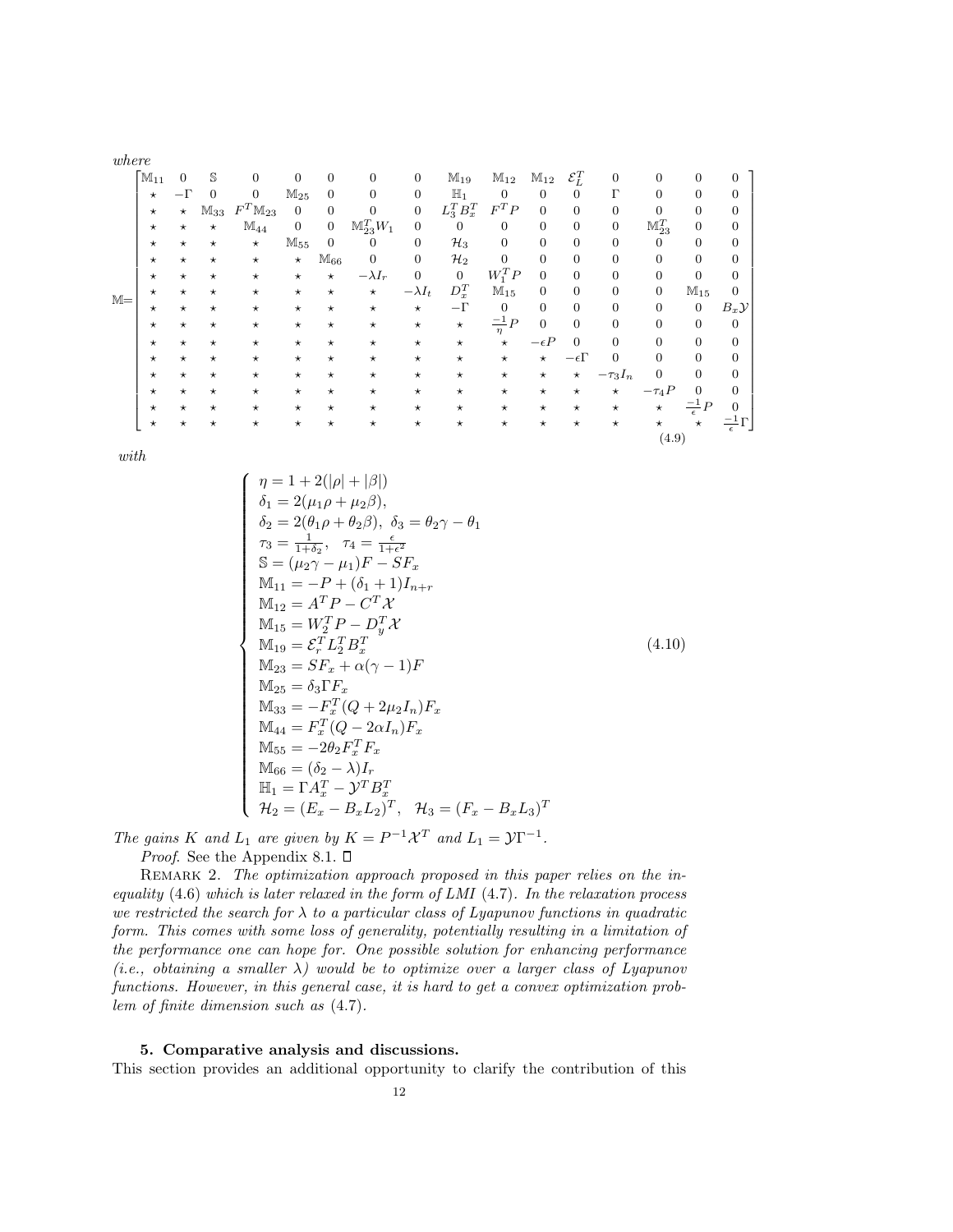*where*

$$
\mathbb{M}=\begin{bmatrix}
\mathbb{M}_{11} & 0 & \mathbb{S} & 0 & 0 & 0 & 0 & 0 & \mathbb{M}_{19} & \mathbb{M}_{12} & \mathbb{M}_{12} & \mathcal{E}_L^T & 0 & 0 & 0 & 0\\
\star & -\Gamma & 0 & 0 & \mathbb{M}_{25} & 0 & 0 & 0 & \mathbb{H}_1 & 0 & 0 & 0 & \Gamma & 0 & 0 & 0\\
\star & \star & \mathbb{M}_{33} & F^T\mathbb{M}_{23} & 0 & 0 & 0 & 0 & L_3^T B_x^T & F^T P & 0 & 0 & 0 & 0 & 0 & 0\\
\star & \star & \star & \mathbb{M}_{44} & 0 & 0 & \mathbb{M}_{23}^T W_1 & 0 & 0 & 0 & 0 & 0 & 0 & \mathbb{M}_{23}^T & 0 & 0\\
\star & \star & \star & \star & \mathbb{M}_{55} & 0 & 0 & 0 & \mathcal{H}_3 & 0 & 0 & 0 & 0 & 0 & 0 & 0\\
\star & \star & \star & \star & \star & \mathbb{M}_{66} & 0 & 0 & \mathcal{H}_2 & 0 & 0 & 0 & 0 & 0 & 0 & 0\\
\star & \star & \star & \star & \star & \star & -\lambda I_r & 0 & 0 & W_1^T P & 0 & 0 & 0 & 0 & 0 & 0\\
\star & \star & \star & \star & \star & \star & \star & -\lambda I_t & D_x^T & \mathbb{M}_{15} & 0 & 0 & 0 & 0 & \mathbb{M}_{15} & 0\\
\star & \star & \star & \star & \star & \star & \star & \star & -\Gamma & 0 & 0 & 0 & 0 & 0 & 0 & B_x\mathcal{Y}\\
\star & \star & \star & \star & \star & \star & \star & \star & \star & \frac{-1}{\eta}P & 0 & 0 & 0 & 0 & 0 & 0\\
\star & \star & \star & \star & \star & \star & \star & \star & \star & \star & -\epsilon P & 0 & 0 & 0 & 0 & 0\\
\star & \star & \star & \star & \star & \star & \star & \star & \star & \star & \star & -\epsilon\Gamma & 0 & 0 & 0 & 0\\
\star & \star & \star & \star & \star & \star & \star & \star & \star & \star & \star & \star & -\tau_3 I_n & 0 & 0 & 0\\
\star & \star & \star & \star & \star & \star & \star & \star & \star & \star & \star & \star & \star & -\tau_4 P & 0 & 0\\
\star & \star & \star & \star & \star & \star & \star & \star & \star & \star & \star & \star & \star & \star & \frac{-1}{\epsilon}P & 0\\
\star & \star & \star & \star & \star & \star & \star & \star & \star & \star & \star & \star & \star & \star & \star & \frac{-1}{\epsilon}\Gamma
\end{bmatrix}
\tag{4.9}
$$

*with*

$$
\begin{cases}
\eta = 1 + 2(|\rho| + |\beta|)\\
\delta_1 = 2(\mu_1\rho + \mu_2\beta),\\
\delta_2 = 2(\theta_1\rho + \theta_2\beta), \;\; \delta_3 = \theta_2\gamma - \theta_1\\
\tau_3 = \frac{1}{1+\delta_2}, \;\; \tau_4 = \frac{\epsilon}{1+\epsilon^2}\\
\mathbb{S} = (\mu_2\gamma - \mu_1)F - SF_x\\
\mathbb{M}_{11} = -P + (\delta_1 + 1)I_{n+r}\\
\mathbb{M}_{12} = A^T P - C^T\mathcal{X}\\
\mathbb{M}_{15} = W_2^T P - D_y^T\mathcal{X}\\
\mathbb{M}_{19} = \mathcal{E}_r^T L_2^T B_x^T\\
\mathbb{M}_{23} = SF_x + \alpha(\gamma - 1)F\\
\mathbb{M}_{25} = \delta_3\Gamma F_x\\
\mathbb{M}_{33} = -F_x^T(Q + 2\mu_2 I_n)F_x\\
\mathbb{M}_{44} = F_x^T(Q - 2\alpha I_n)F_x\\
\mathbb{M}_{55} = -2\theta_2 F_x^T F_x\\
\mathbb{M}_{66} = (\delta_2 - \lambda)I_r\\
\mathbb{H}_1 = \Gamma A_x^T - \mathcal{Y}^T B_x^T\\
\mathcal{H}_2 = (E_x - B_x L_2)^T, \;\; \mathcal{H}_3 = (F_x - B_x L_3)^T
\end{cases}
\tag{4.10}
$$

*The gains $K$ and $L_1$ are given by $K = P^{-1}\mathcal{X}^T$ and $L_1 = \mathcal{Y}\Gamma^{-1}$.*

*Proof.* See the Appendix 8.1. □

REMARK 2. *The optimization approach proposed in this paper relies on the inequality (4.6) which is later relaxed in the form of LMI (4.7). In the relaxation process we restricted the search for $\lambda$ to a particular class of Lyapunov functions in quadratic form. This comes with some loss of generality, potentially resulting in a limitation of the performance one can hope for. One possible solution for enhancing performance (i.e., obtaining a smaller $\lambda$) would be to optimize over a larger class of Lyapunov functions. However, in this general case, it is hard to get a convex optimization problem of finite dimension such as (4.7).*

**5. Comparative analysis and discussions.**

This section provides an additional opportunity to clarify the contribution of this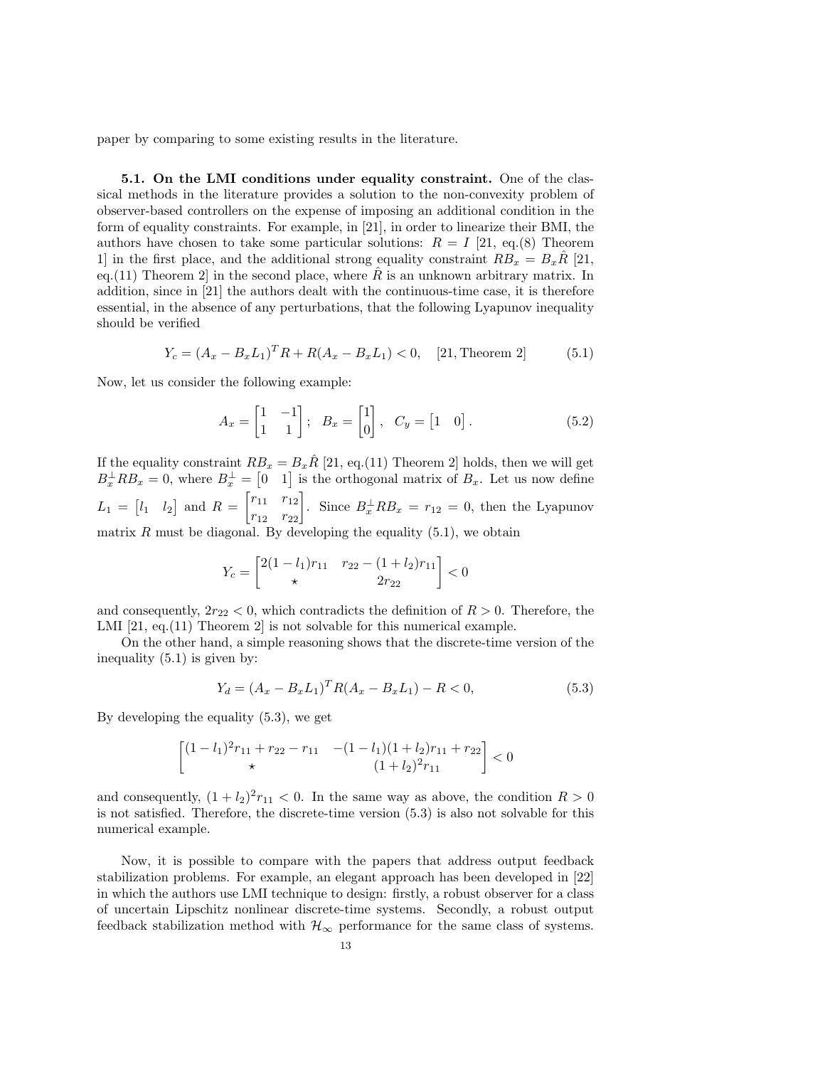paper by comparing to some existing results in the literature.

**5.1. On the LMI conditions under equality constraint.** One of the classical methods in the literature provides a solution to the non-convexity problem of observer-based controllers on the expense of imposing an additional condition in the form of equality constraints. For example, in [21], in order to linearize their BMI, the authors have chosen to take some particular solutions: $R = I$ [21, eq.(8) Theorem 1] in the first place, and the additional strong equality constraint $RB_x = B_x\hat{R}$ [21, eq.(11) Theorem 2] in the second place, where $\hat{R}$ is an unknown arbitrary matrix. In addition, since in [21] the authors dealt with the continuous-time case, it is therefore essential, in the absence of any perturbations, that the following Lyapunov inequality should be verified

$$Y_c = (A_x - B_x L_1)^T R + R(A_x - B_x L_1) < 0, \quad [21, \text{Theorem 2}] \tag{5.1}$$

Now, let us consider the following example:

$$A_x = \begin{bmatrix} 1 & -1 \\ 1 & 1 \end{bmatrix}; \quad B_x = \begin{bmatrix} 1 \\ 0 \end{bmatrix}, \quad C_y = \begin{bmatrix} 1 & 0 \end{bmatrix}. \tag{5.2}$$

If the equality constraint $RB_x = B_x\hat{R}$ [21, eq.(11) Theorem 2] holds, then we will get $B_x^{\perp} R B_x = 0$, where $B_x^{\perp} = \begin{bmatrix} 0 & 1 \end{bmatrix}$ is the orthogonal matrix of $B_x$. Let us now define $L_1 = \begin{bmatrix} l_1 & l_2 \end{bmatrix}$ and $R = \begin{bmatrix} r_{11} & r_{12} \\ r_{12} & r_{22} \end{bmatrix}$. Since $B_x^{\perp} R B_x = r_{12} = 0$, then the Lyapunov matrix $R$ must be diagonal. By developing the equality (5.1), we obtain

$$Y_c = \begin{bmatrix} 2(1 - l_1)r_{11} & r_{22} - (1 + l_2)r_{11} \\ \star & 2r_{22} \end{bmatrix} < 0$$

and consequently, $2r_{22} < 0$, which contradicts the definition of $R > 0$. Therefore, the LMI [21, eq.(11) Theorem 2] is not solvable for this numerical example.

On the other hand, a simple reasoning shows that the discrete-time version of the inequality (5.1) is given by:

$$Y_d = (A_x - B_x L_1)^T R (A_x - B_x L_1) - R < 0, \tag{5.3}$$

By developing the equality (5.3), we get

$$\begin{bmatrix} (1 - l_1)^2 r_{11} + r_{22} - r_{11} & -(1 - l_1)(1 + l_2)r_{11} + r_{22} \\ \star & (1 + l_2)^2 r_{11} \end{bmatrix} < 0$$

and consequently, $(1 + l_2)^2 r_{11} < 0$. In the same way as above, the condition $R > 0$ is not satisfied. Therefore, the discrete-time version (5.3) is also not solvable for this numerical example.

Now, it is possible to compare with the papers that address output feedback stabilization problems. For example, an elegant approach has been developed in [22] in which the authors use LMI technique to design: firstly, a robust observer for a class of uncertain Lipschitz nonlinear discrete-time systems. Secondly, a robust output feedback stabilization method with $\mathcal{H}_\infty$ performance for the same class of systems.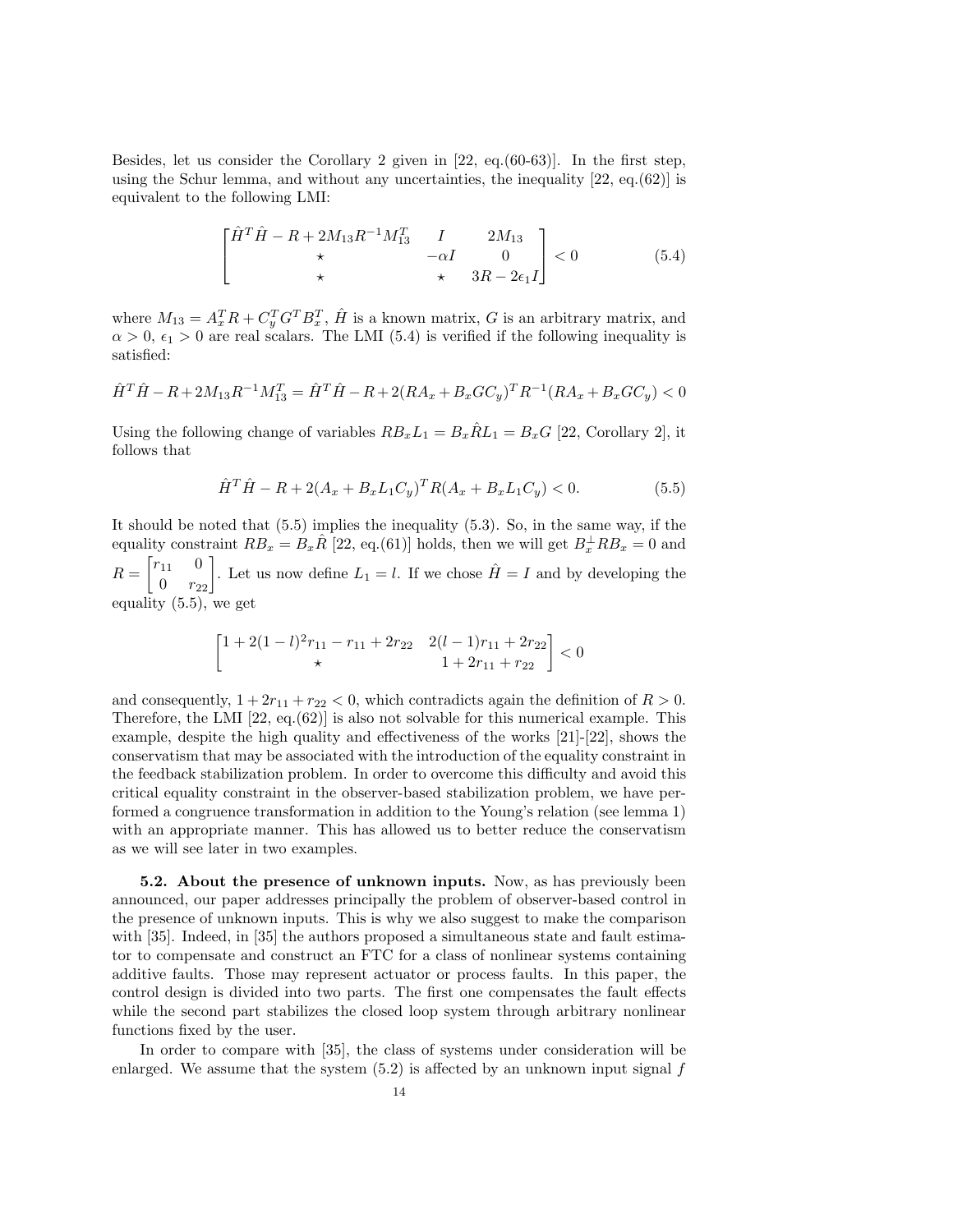Besides, let us consider the Corollary 2 given in [22, eq.(60-63)]. In the first step, using the Schur lemma, and without any uncertainties, the inequality [22, eq.(62)] is equivalent to the following LMI:

$$\begin{bmatrix} \hat{H}^T\hat{H} - R + 2M_{13}R^{-1}M_{13}^T & I & 2M_{13} \\ \star & -\alpha I & 0 \\ \star & \star & 3R - 2\epsilon_1 I \end{bmatrix} < 0 \tag{5.4}$$

where $M_{13} = A_x^T R + C_y^T G^T B_x^T$, $\hat{H}$ is a known matrix, $G$ is an arbitrary matrix, and $\alpha > 0$, $\epsilon_1 > 0$ are real scalars. The LMI (5.4) is verified if the following inequality is satisfied:

$$\hat{H}^T\hat{H} - R + 2M_{13}R^{-1}M_{13}^T = \hat{H}^T\hat{H} - R + 2(RA_x + B_xGC_y)^T R^{-1}(RA_x + B_xGC_y) < 0$$

Using the following change of variables $RB_xL_1 = B_x\hat{R}L_1 = B_xG$ [22, Corollary 2], it follows that

$$\hat{H}^T\hat{H} - R + 2(A_x + B_xL_1C_y)^T R(A_x + B_xL_1C_y) < 0. \tag{5.5}$$

It should be noted that (5.5) implies the inequality (5.3). So, in the same way, if the equality constraint $RB_x = B_x\hat{R}$ [22, eq.(61)] holds, then we will get $B_x^{\perp}RB_x = 0$ and $R = \begin{bmatrix} r_{11} & 0 \\ 0 & r_{22} \end{bmatrix}$. Let us now define $L_1 = l$. If we chose $\hat{H} = I$ and by developing the equality (5.5), we get

$$\begin{bmatrix} 1 + 2(1-l)^2 r_{11} - r_{11} + 2r_{22} & 2(l-1)r_{11} + 2r_{22} \\ \star & 1 + 2r_{11} + r_{22} \end{bmatrix} < 0$$

and consequently, $1 + 2r_{11} + r_{22} < 0$, which contradicts again the definition of $R > 0$. Therefore, the LMI [22, eq.(62)] is also not solvable for this numerical example. This example, despite the high quality and effectiveness of the works [21]-[22], shows the conservatism that may be associated with the introduction of the equality constraint in the feedback stabilization problem. In order to overcome this difficulty and avoid this critical equality constraint in the observer-based stabilization problem, we have performed a congruence transformation in addition to the Young's relation (see lemma 1) with an appropriate manner. This has allowed us to better reduce the conservatism as we will see later in two examples.

**5.2. About the presence of unknown inputs.** Now, as has previously been announced, our paper addresses principally the problem of observer-based control in the presence of unknown inputs. This is why we also suggest to make the comparison with [35]. Indeed, in [35] the authors proposed a simultaneous state and fault estimator to compensate and construct an FTC for a class of nonlinear systems containing additive faults. Those may represent actuator or process faults. In this paper, the control design is divided into two parts. The first one compensates the fault effects while the second part stabilizes the closed loop system through arbitrary nonlinear functions fixed by the user.

In order to compare with [35], the class of systems under consideration will be enlarged. We assume that the system (5.2) is affected by an unknown input signal $f$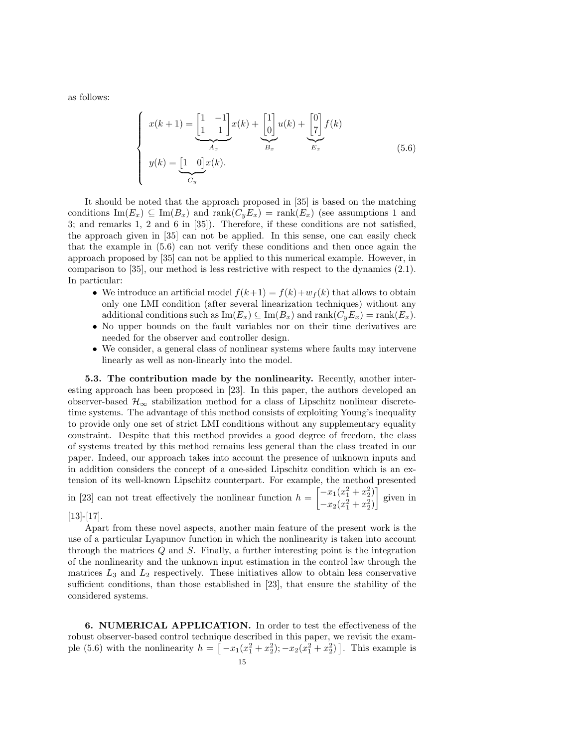as follows:

$$
\begin{cases}
x(k+1) = \underbrace{\begin{bmatrix} 1 & -1 \\ 1 & 1 \end{bmatrix}}_{A_x} x(k) + \underbrace{\begin{bmatrix} 1 \\ 0 \end{bmatrix}}_{B_x} u(k) + \underbrace{\begin{bmatrix} 0 \\ 7 \end{bmatrix}}_{E_x} f(k) \\
y(k) = \underbrace{\begin{bmatrix} 1 & 0 \end{bmatrix}}_{C_y} x(k).
\end{cases}
\tag{5.6}
$$

It should be noted that the approach proposed in [35] is based on the matching conditions $\mathrm{Im}(E_x) \subseteq \mathrm{Im}(B_x)$ and $\mathrm{rank}(C_y E_x) = \mathrm{rank}(E_x)$ (see assumptions 1 and 3; and remarks 1, 2 and 6 in [35]). Therefore, if these conditions are not satisfied, the approach given in [35] can not be applied. In this sense, one can easily check that the example in (5.6) can not verify these conditions and then once again the approach proposed by [35] can not be applied to this numerical example. However, in comparison to [35], our method is less restrictive with respect to the dynamics (2.1). In particular:

- We introduce an artificial model $f(k+1) = f(k) + w_f(k)$ that allows to obtain only one LMI condition (after several linearization techniques) without any additional conditions such as $\mathrm{Im}(E_x) \subseteq \mathrm{Im}(B_x)$ and $\mathrm{rank}(C_y E_x) = \mathrm{rank}(E_x)$.
- No upper bounds on the fault variables nor on their time derivatives are needed for the observer and controller design.
- We consider, a general class of nonlinear systems where faults may intervene linearly as well as non-linearly into the model.

**5.3. The contribution made by the nonlinearity.** Recently, another interesting approach has been proposed in [23]. In this paper, the authors developed an observer-based $\mathcal{H}_\infty$ stabilization method for a class of Lipschitz nonlinear discrete-time systems. The advantage of this method consists of exploiting Young's inequality to provide only one set of strict LMI conditions without any supplementary equality constraint. Despite that this method provides a good degree of freedom, the class of systems treated by this method remains less general than the class treated in our paper. Indeed, our approach takes into account the presence of unknown inputs and in addition considers the concept of a one-sided Lipschitz condition which is an extension of its well-known Lipschitz counterpart. For example, the method presented in [23] can not treat effectively the nonlinear function $h = \begin{bmatrix} -x_1(x_1^2 + x_2^2) \\ -x_2(x_1^2 + x_2^2) \end{bmatrix}$ given in [13]-[17].

Apart from these novel aspects, another main feature of the present work is the use of a particular Lyapunov function in which the nonlinearity is taken into account through the matrices $Q$ and $S$. Finally, a further interesting point is the integration of the nonlinearity and the unknown input estimation in the control law through the matrices $L_3$ and $L_2$ respectively. These initiatives allow to obtain less conservative sufficient conditions, than those established in [23], that ensure the stability of the considered systems.

**6. NUMERICAL APPLICATION.** In order to test the effectiveness of the robust observer-based control technique described in this paper, we revisit the example (5.6) with the nonlinearity $h = \left[ -x_1(x_1^2 + x_2^2); -x_2(x_1^2 + x_2^2) \right]$. This example is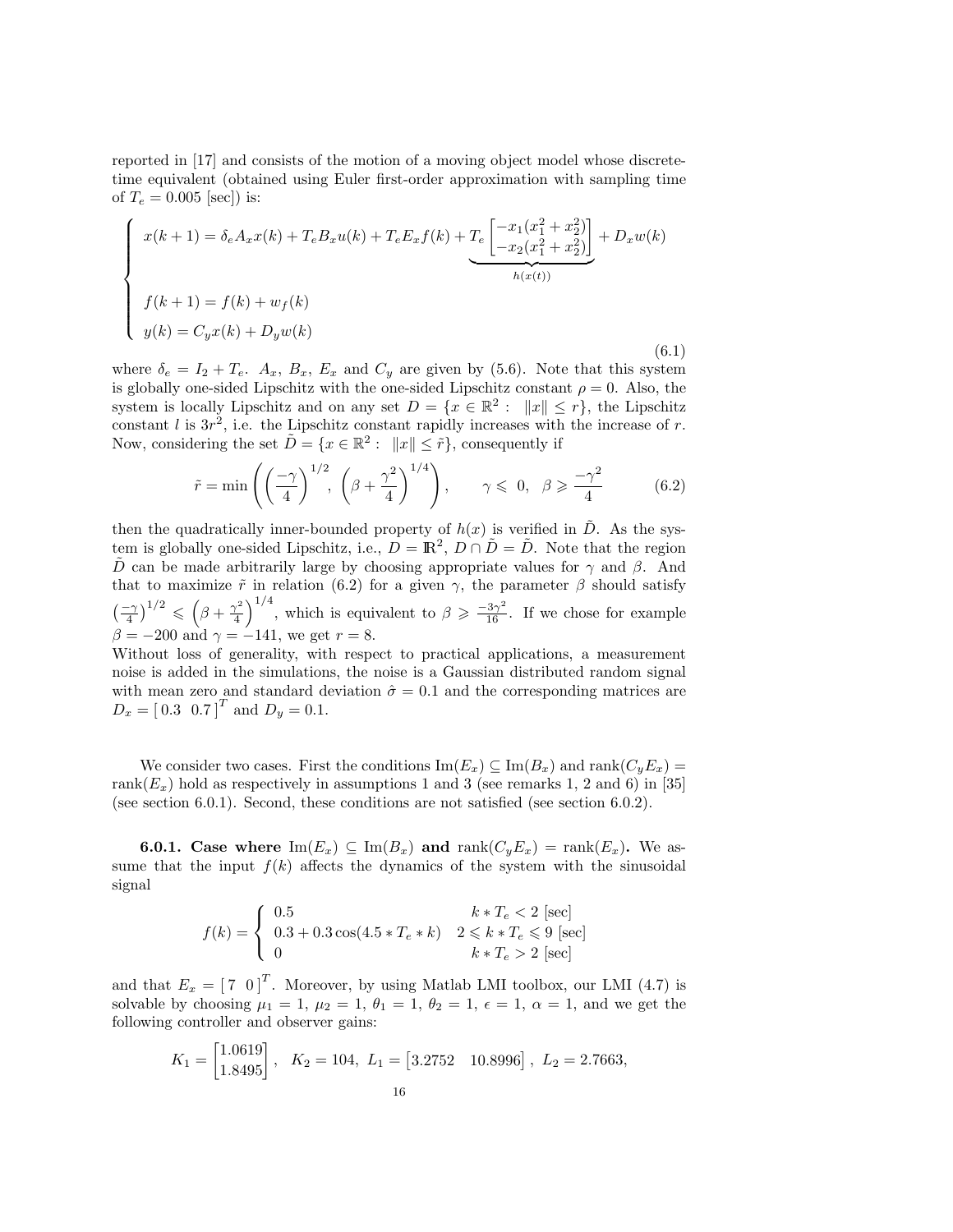reported in [17] and consists of the motion of a moving object model whose discrete-time equivalent (obtained using Euler first-order approximation with sampling time of $T_e = 0.005$ [sec]) is:

$$
\left\{
\begin{array}{l}
x(k+1) = \delta_e A_x x(k) + T_e B_x u(k) + T_e E_x f(k) + \underbrace{T_e \begin{bmatrix} -x_1(x_1^2 + x_2^2) \\ -x_2(x_1^2 + x_2^2) \end{bmatrix}}_{h(x(t))} + D_x w(k) \\
\\
f(k+1) = f(k) + w_f(k) \\
y(k) = C_y x(k) + D_y w(k)
\end{array}
\right. \tag{6.1}
$$

where $\delta_e = I_2 + T_e$. $A_x$, $B_x$, $E_x$ and $C_y$ are given by (5.6). Note that this system is globally one-sided Lipschitz with the one-sided Lipschitz constant $\rho = 0$. Also, the system is locally Lipschitz and on any set $D = \{x \in \mathbb{R}^2 : \ \|x\| \leq r\}$, the Lipschitz constant $l$ is $3r^2$, i.e. the Lipschitz constant rapidly increases with the increase of $r$. Now, considering the set $\tilde{D} = \{x \in \mathbb{R}^2 : \ \|x\| \leq \tilde{r}\}$, consequently if

$$
\tilde{r} = \min\left( \left(\frac{-\gamma}{4}\right)^{1/2}, \ \left(\beta + \frac{\gamma^2}{4}\right)^{1/4} \right), \qquad \gamma \leqslant 0, \ \ \beta \geqslant \frac{-\gamma^2}{4} \tag{6.2}
$$

then the quadratically inner-bounded property of $h(x)$ is verified in $\tilde{D}$. As the system is globally one-sided Lipschitz, i.e., $D = \mathbb{R}^2$, $D \cap \tilde{D} = \tilde{D}$. Note that the region $\tilde{D}$ can be made arbitrarily large by choosing appropriate values for $\gamma$ and $\beta$. And that to maximize $\tilde{r}$ in relation (6.2) for a given $\gamma$, the parameter $\beta$ should satisfy $\left(\frac{-\gamma}{4}\right)^{1/2} \leqslant \left(\beta + \frac{\gamma^2}{4}\right)^{1/4}$, which is equivalent to $\beta \geqslant \frac{-3\gamma^2}{16}$. If we chose for example $\beta = -200$ and $\gamma = -141$, we get $r = 8$.
Without loss of generality, with respect to practical applications, a measurement noise is added in the simulations, the noise is a Gaussian distributed random signal with mean zero and standard deviation $\hat{\sigma} = 0.1$ and the corresponding matrices are $D_x = [\,0.3 \ \ 0.7\,]^T$ and $D_y = 0.1$.

We consider two cases. First the conditions $\mathrm{Im}(E_x) \subseteq \mathrm{Im}(B_x)$ and $\mathrm{rank}(C_y E_x) = \mathrm{rank}(E_x)$ hold as respectively in assumptions 1 and 3 (see remarks 1, 2 and 6) in [35] (see section 6.0.1). Second, these conditions are not satisfied (see section 6.0.2).

**6.0.1. Case where $\mathrm{Im}(E_x) \subseteq \mathrm{Im}(B_x)$ and $\mathrm{rank}(C_y E_x) = \mathrm{rank}(E_x)$.** We assume that the input $f(k)$ affects the dynamics of the system with the sinusoidal signal

$$
f(k) = \left\{
\begin{array}{ll}
0.5 & k * T_e < 2 \text{ [sec]} \\
0.3 + 0.3\cos(4.5 * T_e * k) & 2 \leqslant k * T_e \leqslant 9 \text{ [sec]} \\
0 & k * T_e > 2 \text{ [sec]}
\end{array}
\right.
$$

and that $E_x = [\,7 \ \ 0\,]^T$. Moreover, by using Matlab LMI toolbox, our LMI (4.7) is solvable by choosing $\mu_1 = 1$, $\mu_2 = 1$, $\theta_1 = 1$, $\theta_2 = 1$, $\epsilon = 1$, $\alpha = 1$, and we get the following controller and observer gains:

$$
K_1 = \begin{bmatrix} 1.0619 \\ 1.8495 \end{bmatrix}, \ \ K_2 = 104, \ L_1 = \begin{bmatrix} 3.2752 & 10.8996 \end{bmatrix}, \ L_2 = 2.7663,
$$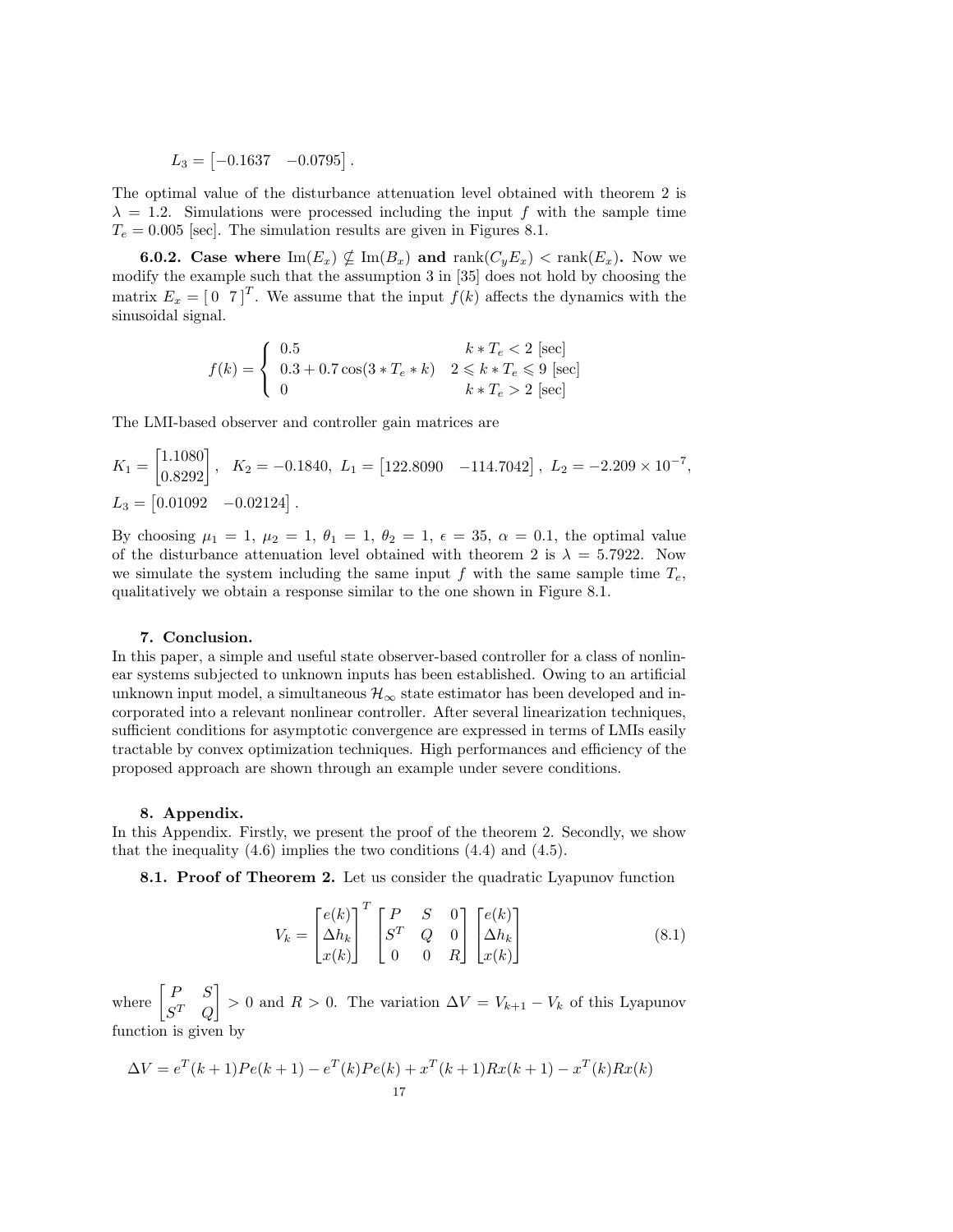$$L_3 = \begin{bmatrix} -0.1637 & -0.0795 \end{bmatrix}.$$

The optimal value of the disturbance attenuation level obtained with theorem 2 is $\lambda = 1.2$. Simulations were processed including the input $f$ with the sample time $T_e = 0.005$ [sec]. The simulation results are given in Figures 8.1.

**6.0.2. Case where $\operatorname{Im}(E_x) \nsubseteq \operatorname{Im}(B_x)$ and $\operatorname{rank}(C_y E_x) < \operatorname{rank}(E_x)$.** Now we modify the example such that the assumption 3 in [35] does not hold by choosing the matrix $E_x = \begin{bmatrix} 0 & 7 \end{bmatrix}^T$. We assume that the input $f(k)$ affects the dynamics with the sinusoidal signal.

$$f(k) = \begin{cases} 0.5 & k * T_e < 2 \text{ [sec]} \\ 0.3 + 0.7\cos(3 * T_e * k) & 2 \leqslant k * T_e \leqslant 9 \text{ [sec]} \\ 0 & k * T_e > 2 \text{ [sec]} \end{cases}$$

The LMI-based observer and controller gain matrices are

$$K_1 = \begin{bmatrix} 1.1080 \\ 0.8292 \end{bmatrix}, \quad K_2 = -0.1840, \; L_1 = \begin{bmatrix} 122.8090 & -114.7042 \end{bmatrix}, \; L_2 = -2.209 \times 10^{-7},$$

$$L_3 = \begin{bmatrix} 0.01092 & -0.02124 \end{bmatrix}.$$

By choosing $\mu_1 = 1$, $\mu_2 = 1$, $\theta_1 = 1$, $\theta_2 = 1$, $\epsilon = 35$, $\alpha = 0.1$, the optimal value of the disturbance attenuation level obtained with theorem 2 is $\lambda = 5.7922$. Now we simulate the system including the same input $f$ with the same sample time $T_e$, qualitatively we obtain a response similar to the one shown in Figure 8.1.

## 7. Conclusion.

In this paper, a simple and useful state observer-based controller for a class of nonlinear systems subjected to unknown inputs has been established. Owing to an artificial unknown input model, a simultaneous $\mathcal{H}_\infty$ state estimator has been developed and incorporated into a relevant nonlinear controller. After several linearization techniques, sufficient conditions for asymptotic convergence are expressed in terms of LMIs easily tractable by convex optimization techniques. High performances and efficiency of the proposed approach are shown through an example under severe conditions.

## 8. Appendix.

In this Appendix. Firstly, we present the proof of the theorem 2. Secondly, we show that the inequality (4.6) implies the two conditions (4.4) and (4.5).

**8.1. Proof of Theorem 2.** Let us consider the quadratic Lyapunov function

$$V_k = \begin{bmatrix} e(k) \\ \Delta h_k \\ x(k) \end{bmatrix}^T \begin{bmatrix} P & S & 0 \\ S^T & Q & 0 \\ 0 & 0 & R \end{bmatrix} \begin{bmatrix} e(k) \\ \Delta h_k \\ x(k) \end{bmatrix} \tag{8.1}$$

where $\begin{bmatrix} P & S \\ S^T & Q \end{bmatrix} > 0$ and $R > 0$. The variation $\Delta V = V_{k+1} - V_k$ of this Lyapunov function is given by

$$\Delta V = e^T(k+1)Pe(k+1) - e^T(k)Pe(k) + x^T(k+1)Rx(k+1) - x^T(k)Rx(k)$$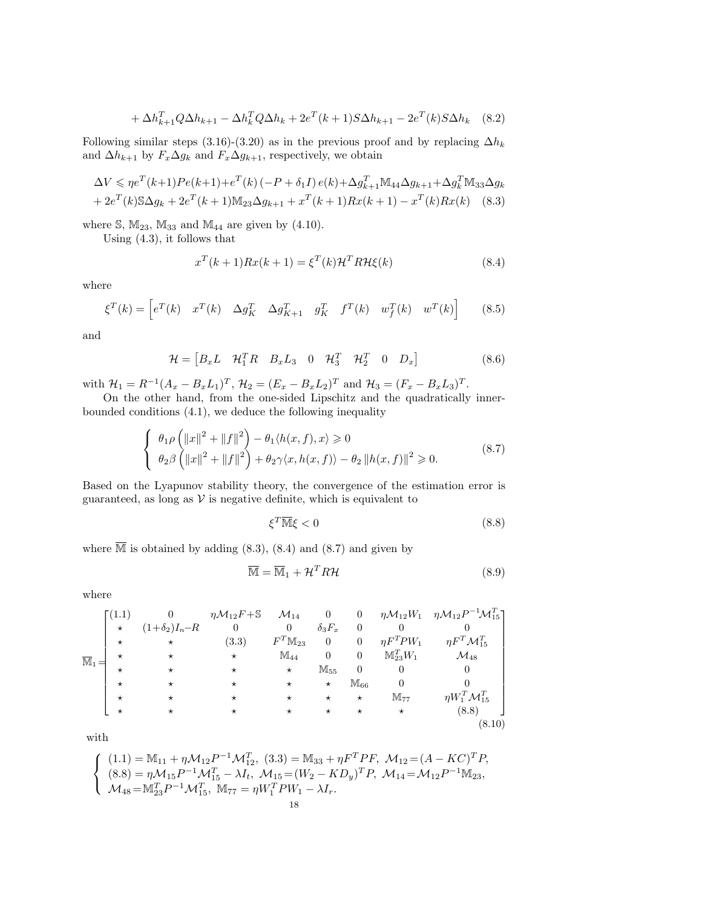$$+ \Delta h_{k+1}^T Q \Delta h_{k+1} - \Delta h_k^T Q \Delta h_k + 2e^T(k+1) S \Delta h_{k+1} - 2e^T(k) S \Delta h_k \quad (8.2)$$

Following similar steps (3.16)-(3.20) as in the previous proof and by replacing $\Delta h_k$ and $\Delta h_{k+1}$ by $F_x \Delta g_k$ and $F_x \Delta g_{k+1}$, respectively, we obtain

$$\begin{aligned} \Delta V \leqslant\ & \eta e^T(k+1) P e(k+1) + e^T(k)\left(-P + \delta_1 I\right) e(k) + \Delta g_{k+1}^T \mathbb{M}_{44} \Delta g_{k+1} + \Delta g_k^T \mathbb{M}_{33} \Delta g_k \\ & + 2e^T(k) \mathbb{S} \Delta g_k + 2e^T(k+1) \mathbb{M}_{23} \Delta g_{k+1} + x^T(k+1) R x(k+1) - x^T(k) R x(k) \quad (8.3) \end{aligned}$$

where $\mathbb{S}$, $\mathbb{M}_{23}$, $\mathbb{M}_{33}$ and $\mathbb{M}_{44}$ are given by (4.10).

Using (4.3), it follows that

$$x^T(k+1) R x(k+1) = \xi^T(k) \mathcal{H}^T R \mathcal{H} \xi(k) \quad (8.4)$$

where

$$\xi^T(k) = \begin{bmatrix} e^T(k) & x^T(k) & \Delta g_K^T & \Delta g_{K+1}^T & g_K^T & f^T(k) & w_f^T(k) & w^T(k) \end{bmatrix} \quad (8.5)$$

and

$$\mathcal{H} = \begin{bmatrix} B_x L & \mathcal{H}_1^T R & B_x L_3 & 0 & \mathcal{H}_3^T & \mathcal{H}_2^T & 0 & D_x \end{bmatrix} \quad (8.6)$$

with $\mathcal{H}_1 = R^{-1}(A_x - B_x L_1)^T$, $\mathcal{H}_2 = (E_x - B_x L_2)^T$ and $\mathcal{H}_3 = (F_x - B_x L_3)^T$.

On the other hand, from the one-sided Lipschitz and the quadratically inner-bounded conditions (4.1), we deduce the following inequality

$$\left\{ \begin{array}{l} \theta_1 \rho \left( \|x\|^2 + \|f\|^2 \right) - \theta_1 \langle h(x,f), x \rangle \geqslant 0 \\ \theta_2 \beta \left( \|x\|^2 + \|f\|^2 \right) + \theta_2 \gamma \langle x, h(x,f) \rangle - \theta_2 \|h(x,f)\|^2 \geqslant 0. \end{array} \right. \quad (8.7)$$

Based on the Lyapunov stability theory, the convergence of the estimation error is guaranteed, as long as $\mathcal{V}$ is negative definite, which is equivalent to

$$\xi^T \overline{\mathbb{M}} \xi < 0 \quad (8.8)$$

where $\overline{\mathbb{M}}$ is obtained by adding (8.3), (8.4) and (8.7) and given by

$$\overline{\mathbb{M}} = \overline{\mathbb{M}}_1 + \mathcal{H}^T R \mathcal{H} \quad (8.9)$$

where

$$\overline{\mathbb{M}}_1 = \begin{bmatrix} (1.1) & 0 & \eta \mathcal{M}_{12} F + \mathbb{S} & \mathcal{M}_{14} & 0 & 0 & \eta \mathcal{M}_{12} W_1 & \eta \mathcal{M}_{12} P^{-1} \mathcal{M}_{15}^T \\ \star & (1+\delta_2) I_n - R & 0 & 0 & \delta_3 F_x & 0 & 0 & 0 \\ \star & \star & (3.3) & F^T \mathbb{M}_{23} & 0 & 0 & \eta F^T P W_1 & \eta F^T \mathcal{M}_{15}^T \\ \star & \star & \star & \mathbb{M}_{44} & 0 & 0 & \mathbb{M}_{23}^T W_1 & \mathcal{M}_{48} \\ \star & \star & \star & \star & \mathbb{M}_{55} & 0 & 0 & 0 \\ \star & \star & \star & \star & \star & \mathbb{M}_{66} & 0 & 0 \\ \star & \star & \star & \star & \star & \star & \mathbb{M}_{77} & \eta W_1^T \mathcal{M}_{15}^T \\ \star & \star & \star & \star & \star & \star & \star & (8.8) \end{bmatrix} \quad (8.10)$$

with

$$\left\{ \begin{array}{l} (1.1) = \mathbb{M}_{11} + \eta \mathcal{M}_{12} P^{-1} \mathcal{M}_{12}^T,\ (3.3) = \mathbb{M}_{33} + \eta F^T P F,\ \mathcal{M}_{12} = (A - KC)^T P, \\ (8.8) = \eta \mathcal{M}_{15} P^{-1} \mathcal{M}_{15}^T - \lambda I_t,\ \mathcal{M}_{15} = (W_2 - K D_y)^T P,\ \mathcal{M}_{14} = \mathcal{M}_{12} P^{-1} \mathbb{M}_{23}, \\ \mathcal{M}_{48} = \mathbb{M}_{23}^T P^{-1} \mathcal{M}_{15}^T,\ \mathbb{M}_{77} = \eta W_1^T P W_1 - \lambda I_r. \end{array} \right.$$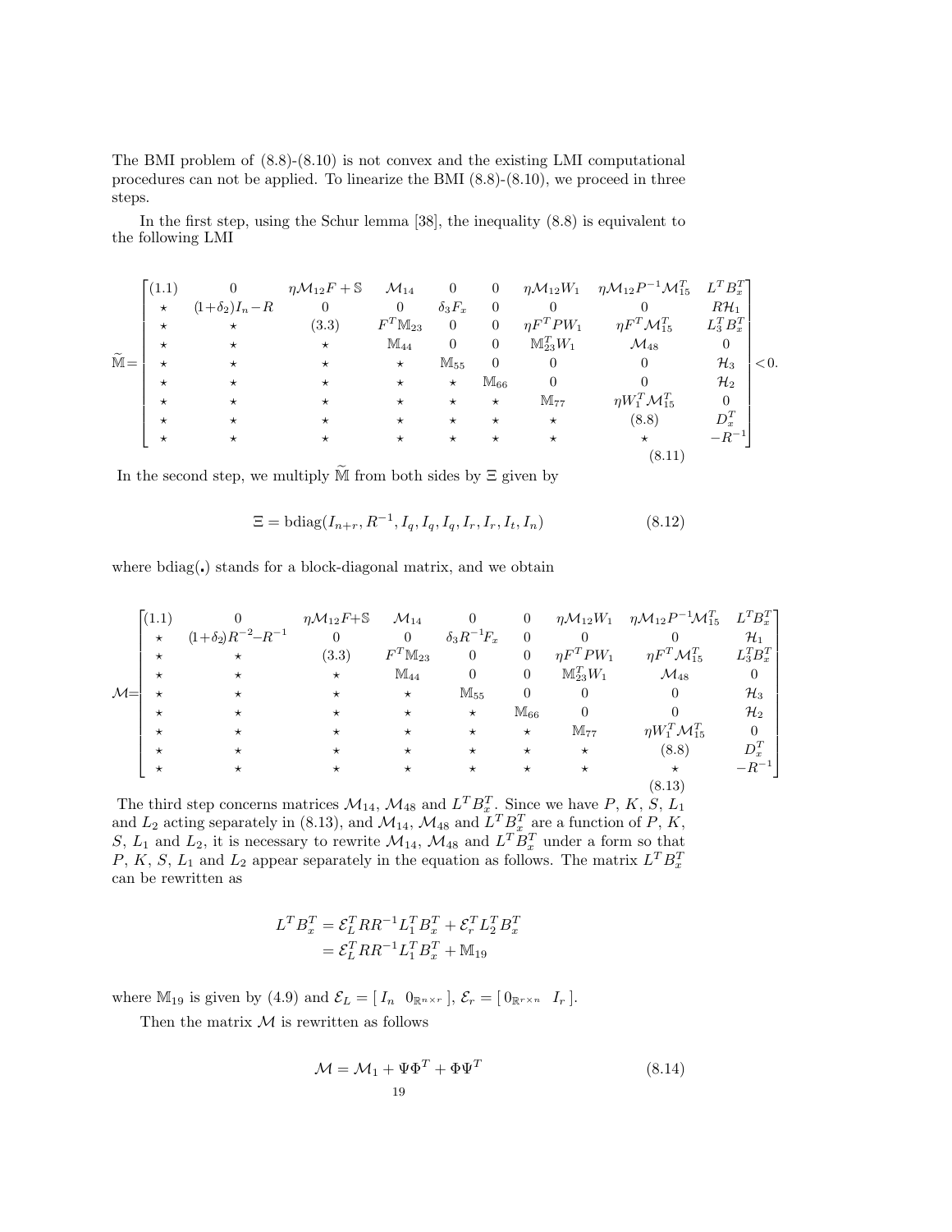The BMI problem of (8.8)-(8.10) is not convex and the existing LMI computational procedures can not be applied. To linearize the BMI (8.8)-(8.10), we proceed in three steps.

In the first step, using the Schur lemma [38], the inequality (8.8) is equivalent to the following LMI

$$
\widetilde{\mathbb{M}}=\begin{bmatrix}
(1.1) & 0 & \eta\mathcal{M}_{12}F+\mathbb{S} & \mathcal{M}_{14} & 0 & 0 & \eta\mathcal{M}_{12}W_1 & \eta\mathcal{M}_{12}P^{-1}\mathcal{M}_{15}^T & L^TB_x^T\\
\star & (1+\delta_2)I_n-R & 0 & 0 & \delta_3F_x & 0 & 0 & 0 & R\mathcal{H}_1\\
\star & \star & (3.3) & F^T\mathbb{M}_{23} & 0 & 0 & \eta F^TPW_1 & \eta F^T\mathcal{M}_{15}^T & L_3^TB_x^T\\
\star & \star & \star & \mathbb{M}_{44} & 0 & 0 & \mathbb{M}_{23}^TW_1 & \mathcal{M}_{48} & 0\\
\star & \star & \star & \star & \mathbb{M}_{55} & 0 & 0 & 0 & \mathcal{H}_3\\
\star & \star & \star & \star & \star & \mathbb{M}_{66} & 0 & 0 & \mathcal{H}_2\\
\star & \star & \star & \star & \star & \star & \mathbb{M}_{77} & \eta W_1^T\mathcal{M}_{15}^T & 0\\
\star & \star & \star & \star & \star & \star & \star & (8.8) & D_x^T\\
\star & \star & \star & \star & \star & \star & \star & \star & -R^{-1}
\end{bmatrix}<0. \tag{8.11}
$$

In the second step, we multiply $\widetilde{\mathbb{M}}$ from both sides by $\Xi$ given by

$$
\Xi = \mathrm{bdiag}(I_{n+r}, R^{-1}, I_q, I_q, I_q, I_r, I_r, I_t, I_n) \tag{8.12}
$$

where bdiag(.) stands for a block-diagonal matrix, and we obtain

$$
\mathcal{M}=\begin{bmatrix}
(1.1) & 0 & \eta\mathcal{M}_{12}F+\mathbb{S} & \mathcal{M}_{14} & 0 & 0 & \eta\mathcal{M}_{12}W_1 & \eta\mathcal{M}_{12}P^{-1}\mathcal{M}_{15}^T & L^TB_x^T\\
\star & (1+\delta_2)R^{-2}-R^{-1} & 0 & 0 & \delta_3R^{-1}F_x & 0 & 0 & 0 & \mathcal{H}_1\\
\star & \star & (3.3) & F^T\mathbb{M}_{23} & 0 & 0 & \eta F^TPW_1 & \eta F^T\mathcal{M}_{15}^T & L_3^TB_x^T\\
\star & \star & \star & \mathbb{M}_{44} & 0 & 0 & \mathbb{M}_{23}^TW_1 & \mathcal{M}_{48} & 0\\
\star & \star & \star & \star & \mathbb{M}_{55} & 0 & 0 & 0 & \mathcal{H}_3\\
\star & \star & \star & \star & \star & \mathbb{M}_{66} & 0 & 0 & \mathcal{H}_2\\
\star & \star & \star & \star & \star & \star & \mathbb{M}_{77} & \eta W_1^T\mathcal{M}_{15}^T & 0\\
\star & \star & \star & \star & \star & \star & \star & (8.8) & D_x^T\\
\star & \star & \star & \star & \star & \star & \star & \star & -R^{-1}
\end{bmatrix} \tag{8.13}
$$

The third step concerns matrices $\mathcal{M}_{14}$, $\mathcal{M}_{48}$ and $L^TB_x^T$. Since we have $P$, $K$, $S$, $L_1$ and $L_2$ acting separately in (8.13), and $\mathcal{M}_{14}$, $\mathcal{M}_{48}$ and $L^TB_x^T$ are a function of $P$, $K$, $S$, $L_1$ and $L_2$, it is necessary to rewrite $\mathcal{M}_{14}$, $\mathcal{M}_{48}$ and $L^TB_x^T$ under a form so that $P$, $K$, $S$, $L_1$ and $L_2$ appear separately in the equation as follows. The matrix $L^TB_x^T$ can be rewritten as

$$
\begin{aligned}
L^TB_x^T &= \mathcal{E}_L^TRR^{-1}L_1^TB_x^T + \mathcal{E}_r^TL_2^TB_x^T\\
&= \mathcal{E}_L^TRR^{-1}L_1^TB_x^T + \mathbb{M}_{19}
\end{aligned}
$$

where $\mathbb{M}_{19}$ is given by (4.9) and $\mathcal{E}_L = [\, I_n \;\; 0_{\mathbb{R}^{n\times r}} \,]$, $\mathcal{E}_r = [\, 0_{\mathbb{R}^{r\times n}} \;\; I_r \,]$.

Then the matrix $\mathcal{M}$ is rewritten as follows

$$
\mathcal{M} = \mathcal{M}_1 + \Psi\Phi^T + \Phi\Psi^T \tag{8.14}
$$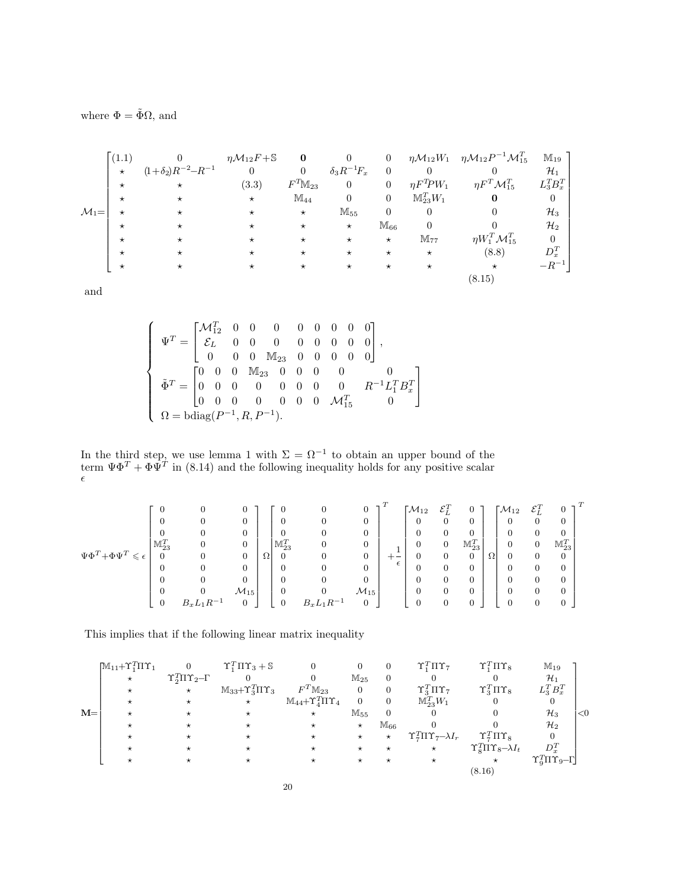where $\Phi = \tilde{\Phi}\Omega$, and

$$
\mathcal{M}_1 = \begin{bmatrix}
(1.1) & 0 & \eta\mathcal{M}_{12}F+\mathbb{S} & \mathbf{0} & 0 & 0 & \eta\mathcal{M}_{12}W_1 & \eta\mathcal{M}_{12}P^{-1}\mathcal{M}_{15}^T & \mathbb{M}_{19} \\
\star & (1+\delta_2)R^{-2}-R^{-1} & 0 & 0 & \delta_3 R^{-1}F_x & 0 & 0 & 0 & \mathcal{H}_1 \\
\star & \star & (3.3) & F^T\mathbb{M}_{23} & 0 & 0 & \eta F^T P W_1 & \eta F^T \mathcal{M}_{15}^T & L_3^T B_x^T \\
\star & \star & \star & \mathbb{M}_{44} & 0 & 0 & \mathbb{M}_{23}^T W_1 & \mathbf{0} & 0 \\
\star & \star & \star & \star & \mathbb{M}_{55} & 0 & 0 & 0 & \mathcal{H}_3 \\
\star & \star & \star & \star & \star & \mathbb{M}_{66} & 0 & 0 & \mathcal{H}_2 \\
\star & \star & \star & \star & \star & \star & \mathbb{M}_{77} & \eta W_1^T \mathcal{M}_{15}^T & 0 \\
\star & \star & \star & \star & \star & \star & \star & (8.8) & D_x^T \\
\star & \star & \star & \star & \star & \star & \star & \star & -R^{-1}
\end{bmatrix} \tag{8.15}
$$

and

$$
\begin{cases}
\Psi^T = \begin{bmatrix} \mathcal{M}_{12}^T & 0 & 0 & 0 & 0 & 0 & 0 & 0 & 0 \\ \mathcal{E}_L & 0 & 0 & 0 & 0 & 0 & 0 & 0 & 0 \\ 0 & 0 & 0 & \mathbb{M}_{23} & 0 & 0 & 0 & 0 & 0 \end{bmatrix}, \\
\tilde{\Phi}^T = \begin{bmatrix} 0 & 0 & 0 & \mathbb{M}_{23} & 0 & 0 & 0 & 0 & 0 \\ 0 & 0 & 0 & 0 & 0 & 0 & 0 & 0 & R^{-1}L_1^T B_x^T \\ 0 & 0 & 0 & 0 & 0 & 0 & 0 & \mathcal{M}_{15}^T & 0 \end{bmatrix} \\
\Omega = \mathrm{bdiag}(P^{-1}, R, P^{-1}).
\end{cases}
$$

In the third step, we use lemma 1 with $\Sigma = \Omega^{-1}$ to obtain an upper bound of the term $\Psi\Phi^T + \Phi\Psi^T$ in (8.14) and the following inequality holds for any positive scalar $\epsilon$

$$
\Psi\Phi^T + \Phi\Psi^T \leqslant \epsilon \begin{bmatrix} 0 & 0 & 0 \\ 0 & 0 & 0 \\ 0 & 0 & 0 \\ \mathbb{M}_{23}^T & 0 & 0 \\ 0 & 0 & 0 \\ 0 & 0 & 0 \\ 0 & 0 & 0 \\ 0 & 0 & \mathcal{M}_{15} \\ 0 & B_x L_1 R^{-1} & 0 \end{bmatrix} \Omega \begin{bmatrix} 0 & 0 & 0 \\ 0 & 0 & 0 \\ 0 & 0 & 0 \\ \mathbb{M}_{23}^T & 0 & 0 \\ 0 & 0 & 0 \\ 0 & 0 & 0 \\ 0 & 0 & 0 \\ 0 & 0 & \mathcal{M}_{15} \\ 0 & B_x L_1 R^{-1} & 0 \end{bmatrix}^T + \frac{1}{\epsilon} \begin{bmatrix} \mathcal{M}_{12} & \mathcal{E}_L^T & 0 \\ 0 & 0 & 0 \\ 0 & 0 & 0 \\ 0 & 0 & \mathbb{M}_{23}^T \\ 0 & 0 & 0 \\ 0 & 0 & 0 \\ 0 & 0 & 0 \\ 0 & 0 & 0 \\ 0 & 0 & 0 \end{bmatrix} \Omega \begin{bmatrix} \mathcal{M}_{12} & \mathcal{E}_L^T & 0 \\ 0 & 0 & 0 \\ 0 & 0 & 0 \\ 0 & 0 & \mathbb{M}_{23}^T \\ 0 & 0 & 0 \\ 0 & 0 & 0 \\ 0 & 0 & 0 \\ 0 & 0 & 0 \\ 0 & 0 & 0 \end{bmatrix}^T
$$

This implies that if the following linear matrix inequality

$$
\mathbf{M} = \begin{bmatrix}
\mathbb{M}_{11}+\Upsilon_1^T\Pi\Upsilon_1 & 0 & \Upsilon_1^T\Pi\Upsilon_3+\mathbb{S} & 0 & 0 & 0 & \Upsilon_1^T\Pi\Upsilon_7 & \Upsilon_1^T\Pi\Upsilon_8 & \mathbb{M}_{19} \\
\star & \Upsilon_2^T\Pi\Upsilon_2-\Gamma & 0 & 0 & \mathbb{M}_{25} & 0 & 0 & 0 & \mathcal{H}_1 \\
\star & \star & \mathbb{M}_{33}+\Upsilon_3^T\Pi\Upsilon_3 & F^T\mathbb{M}_{23} & 0 & 0 & \Upsilon_3^T\Pi\Upsilon_7 & \Upsilon_3^T\Pi\Upsilon_8 & L_3^T B_x^T \\
\star & \star & \star & \mathbb{M}_{44}+\Upsilon_4^T\Pi\Upsilon_4 & 0 & 0 & \mathbb{M}_{23}^T W_1 & 0 & 0 \\
\star & \star & \star & \star & \mathbb{M}_{55} & 0 & 0 & 0 & \mathcal{H}_3 \\
\star & \star & \star & \star & \star & \mathbb{M}_{66} & 0 & 0 & \mathcal{H}_2 \\
\star & \star & \star & \star & \star & \star & \Upsilon_7^T\Pi\Upsilon_7-\lambda I_r & \Upsilon_7^T\Pi\Upsilon_8 & 0 \\
\star & \star & \star & \star & \star & \star & \star & \Upsilon_8^T\Pi\Upsilon_8-\lambda I_t & D_x^T \\
\star & \star & \star & \star & \star & \star & \star & \star & \Upsilon_9^T\Pi\Upsilon_9-\Gamma
\end{bmatrix} < 0 \tag{8.16}
$$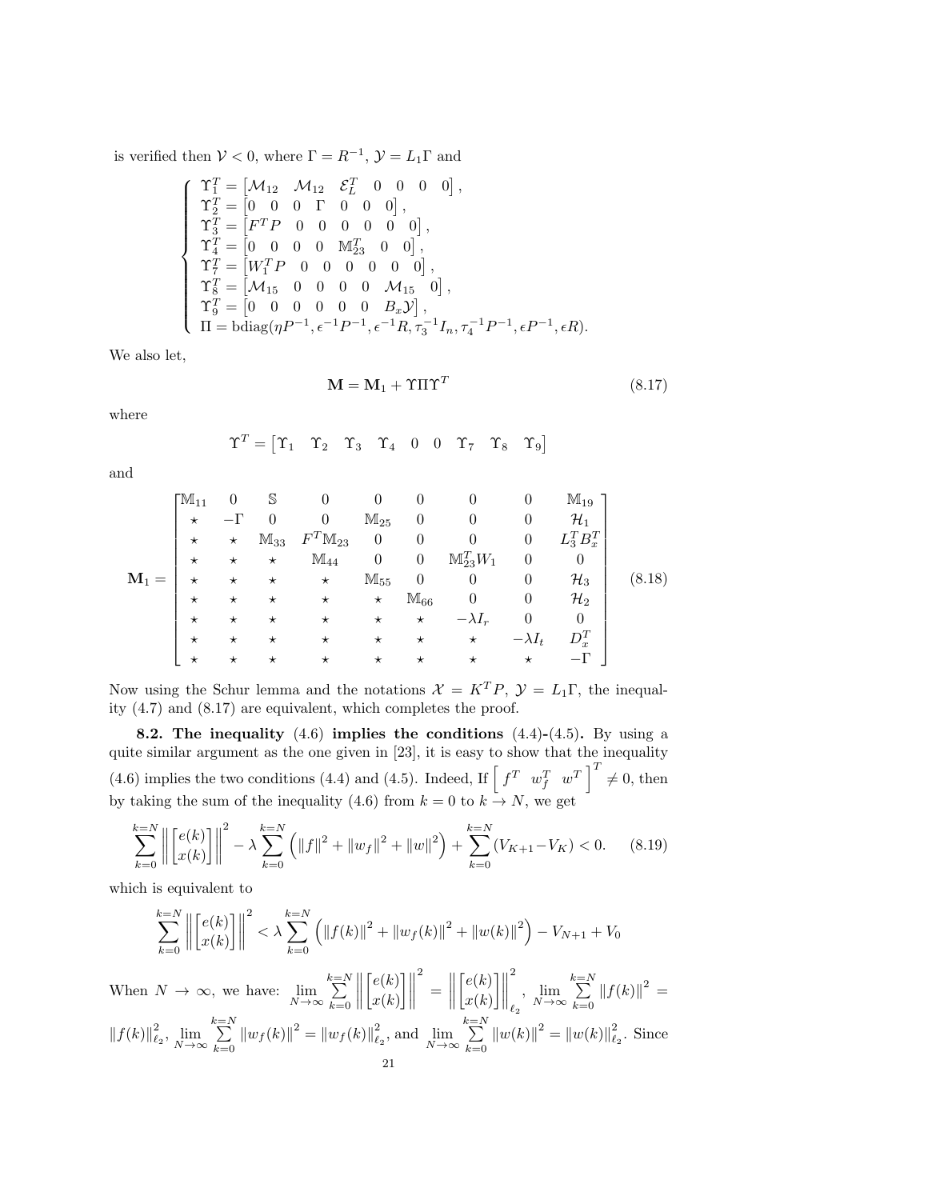is verified then $\mathcal{V} < 0$, where $\Gamma = R^{-1}$, $\mathcal{Y} = L_1\Gamma$ and

$$
\begin{cases}
\Upsilon_1^T = \begin{bmatrix} \mathcal{M}_{12} & \mathcal{M}_{12} & \mathcal{E}_L^T & 0 & 0 & 0 & 0 \end{bmatrix}, \\
\Upsilon_2^T = \begin{bmatrix} 0 & 0 & 0 & \Gamma & 0 & 0 & 0 \end{bmatrix}, \\
\Upsilon_3^T = \begin{bmatrix} F^T P & 0 & 0 & 0 & 0 & 0 & 0 \end{bmatrix}, \\
\Upsilon_4^T = \begin{bmatrix} 0 & 0 & 0 & 0 & \mathbb{M}_{23}^T & 0 & 0 \end{bmatrix}, \\
\Upsilon_7^T = \begin{bmatrix} W_1^T P & 0 & 0 & 0 & 0 & 0 & 0 \end{bmatrix}, \\
\Upsilon_8^T = \begin{bmatrix} \mathcal{M}_{15} & 0 & 0 & 0 & 0 & \mathcal{M}_{15} & 0 \end{bmatrix}, \\
\Upsilon_9^T = \begin{bmatrix} 0 & 0 & 0 & 0 & 0 & 0 & B_x\mathcal{Y} \end{bmatrix}, \\
\Pi = \text{bdiag}(\eta P^{-1}, \epsilon^{-1}P^{-1}, \epsilon^{-1}R, \tau_3^{-1}I_n, \tau_4^{-1}P^{-1}, \epsilon P^{-1}, \epsilon R).
\end{cases}
$$

We also let,

$$
\mathbf{M} = \mathbf{M}_1 + \Upsilon\Pi\Upsilon^T \tag{8.17}
$$

where

$$
\Upsilon^T = \begin{bmatrix} \Upsilon_1 & \Upsilon_2 & \Upsilon_3 & \Upsilon_4 & 0 & 0 & \Upsilon_7 & \Upsilon_8 & \Upsilon_9 \end{bmatrix}
$$

and

$$
\mathbf{M}_1 = \begin{bmatrix}
\mathbb{M}_{11} & 0 & \mathbb{S} & 0 & 0 & 0 & 0 & 0 & \mathbb{M}_{19} \\
\star & -\Gamma & 0 & 0 & \mathbb{M}_{25} & 0 & 0 & 0 & \mathcal{H}_1 \\
\star & \star & \mathbb{M}_{33} & F^T\mathbb{M}_{23} & 0 & 0 & 0 & 0 & L_3^T B_x^T \\
\star & \star & \star & \mathbb{M}_{44} & 0 & 0 & \mathbb{M}_{23}^T W_1 & 0 & 0 \\
\star & \star & \star & \star & \mathbb{M}_{55} & 0 & 0 & 0 & \mathcal{H}_3 \\
\star & \star & \star & \star & \star & \mathbb{M}_{66} & 0 & 0 & \mathcal{H}_2 \\
\star & \star & \star & \star & \star & \star & -\lambda I_r & 0 & 0 \\
\star & \star & \star & \star & \star & \star & \star & -\lambda I_t & D_x^T \\
\star & \star & \star & \star & \star & \star & \star & \star & -\Gamma
\end{bmatrix} \tag{8.18}
$$

Now using the Schur lemma and the notations $\mathcal{X} = K^T P$, $\mathcal{Y} = L_1\Gamma$, the inequality (4.7) and (8.17) are equivalent, which completes the proof.

**8.2. The inequality (4.6) implies the conditions (4.4)-(4.5).** By using a quite similar argument as the one given in [23], it is easy to show that the inequality (4.6) implies the two conditions (4.4) and (4.5). Indeed, If $\begin{bmatrix} f^T & w_f^T & w^T \end{bmatrix}^T \neq 0$, then by taking the sum of the inequality (4.6) from $k = 0$ to $k \to N$, we get

$$
\sum_{k=0}^{k=N} \left\| \begin{bmatrix} e(k) \\ x(k) \end{bmatrix} \right\|^2 - \lambda \sum_{k=0}^{k=N} \left( \|f\|^2 + \|w_f\|^2 + \|w\|^2 \right) + \sum_{k=0}^{k=N} (V_{K+1} - V_K) < 0. \tag{8.19}
$$

which is equivalent to

$$
\sum_{k=0}^{k=N} \left\| \begin{bmatrix} e(k) \\ x(k) \end{bmatrix} \right\|^2 < \lambda \sum_{k=0}^{k=N} \left( \|f(k)\|^2 + \|w_f(k)\|^2 + \|w(k)\|^2 \right) - V_{N+1} + V_0
$$

When $N \to \infty$, we have: $\lim_{N\to\infty} \sum_{k=0}^{k=N} \left\| \begin{bmatrix} e(k) \\ x(k) \end{bmatrix} \right\|^2 = \left\| \begin{bmatrix} e(k) \\ x(k) \end{bmatrix} \right\|_{\ell_2}^2$, $\lim_{N\to\infty} \sum_{k=0}^{k=N} \|f(k)\|^2 = \|f(k)\|_{\ell_2}^2$, $\lim_{N\to\infty} \sum_{k=0}^{k=N} \|w_f(k)\|^2 = \|w_f(k)\|_{\ell_2}^2$, and $\lim_{N\to\infty} \sum_{k=0}^{k=N} \|w(k)\|^2 = \|w(k)\|_{\ell_2}^2$. Since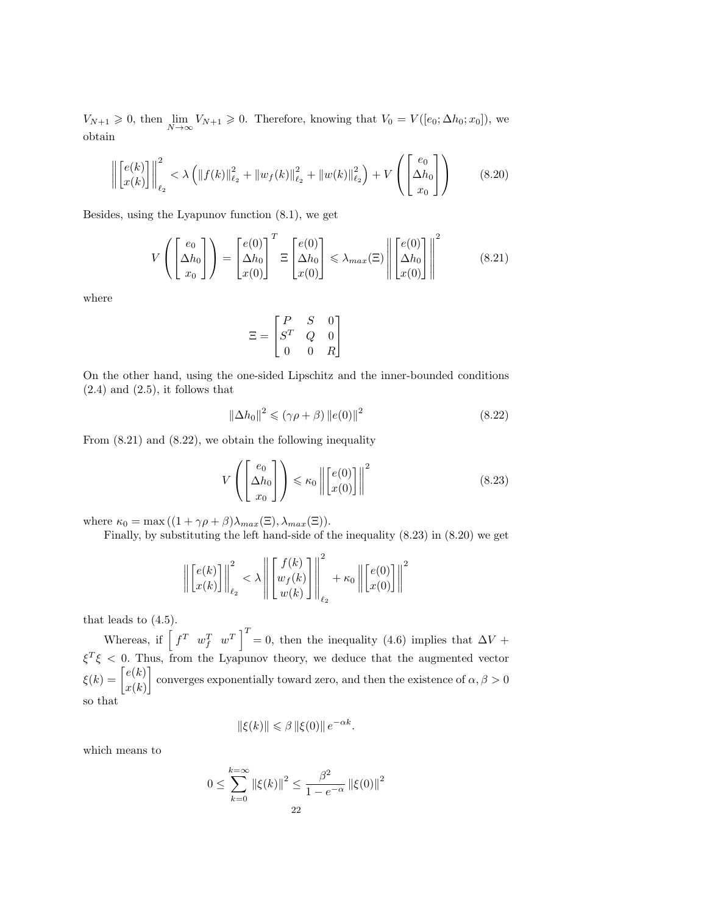$V_{N+1} \geqslant 0$, then $\lim_{N\to\infty} V_{N+1} \geqslant 0$. Therefore, knowing that $V_0 = V([e_0; \Delta h_0; x_0])$, we obtain

$$\left\| \begin{bmatrix} e(k) \\ x(k) \end{bmatrix} \right\|_{\ell_2}^2 < \lambda \left( \|f(k)\|_{\ell_2}^2 + \|w_f(k)\|_{\ell_2}^2 + \|w(k)\|_{\ell_2}^2 \right) + V\left( \begin{bmatrix} e_0 \\ \Delta h_0 \\ x_0 \end{bmatrix} \right) \tag{8.20}$$

Besides, using the Lyapunov function (8.1), we get

$$V\left( \begin{bmatrix} e_0 \\ \Delta h_0 \\ x_0 \end{bmatrix} \right) = \begin{bmatrix} e(0) \\ \Delta h_0 \\ x(0) \end{bmatrix}^T \Xi \begin{bmatrix} e(0) \\ \Delta h_0 \\ x(0) \end{bmatrix} \leqslant \lambda_{max}(\Xi) \left\| \begin{bmatrix} e(0) \\ \Delta h_0 \\ x(0) \end{bmatrix} \right\|^2 \tag{8.21}$$

where

$$\Xi = \begin{bmatrix} P & S & 0 \\ S^T & Q & 0 \\ 0 & 0 & R \end{bmatrix}$$

On the other hand, using the one-sided Lipschitz and the inner-bounded conditions (2.4) and (2.5), it follows that

$$\|\Delta h_0\|^2 \leqslant (\gamma\rho + \beta) \|e(0)\|^2 \tag{8.22}$$

From (8.21) and (8.22), we obtain the following inequality

$$V\left( \begin{bmatrix} e_0 \\ \Delta h_0 \\ x_0 \end{bmatrix} \right) \leqslant \kappa_0 \left\| \begin{bmatrix} e(0) \\ x(0) \end{bmatrix} \right\|^2 \tag{8.23}$$

where $\kappa_0 = \max\left((1 + \gamma\rho + \beta)\lambda_{max}(\Xi), \lambda_{max}(\Xi)\right)$.

Finally, by substituting the left hand-side of the inequality (8.23) in (8.20) we get

$$\left\| \begin{bmatrix} e(k) \\ x(k) \end{bmatrix} \right\|_{\ell_2}^2 < \lambda \left\| \begin{bmatrix} f(k) \\ w_f(k) \\ w(k) \end{bmatrix} \right\|_{\ell_2}^2 + \kappa_0 \left\| \begin{bmatrix} e(0) \\ x(0) \end{bmatrix} \right\|^2$$

that leads to (4.5).

Whereas, if $\begin{bmatrix} f^T & w_f^T & w^T \end{bmatrix}^T = 0$, then the inequality (4.6) implies that $\Delta V + \xi^T \xi < 0$. Thus, from the Lyapunov theory, we deduce that the augmented vector $\xi(k) = \begin{bmatrix} e(k) \\ x(k) \end{bmatrix}$ converges exponentially toward zero, and then the existence of $\alpha, \beta > 0$ so that

$$\|\xi(k)\| \leqslant \beta \|\xi(0)\| e^{-\alpha k}.$$

which means to

$$0 \leq \sum_{k=0}^{k=\infty} \|\xi(k)\|^2 \leq \frac{\beta^2}{1 - e^{-\alpha}} \|\xi(0)\|^2$$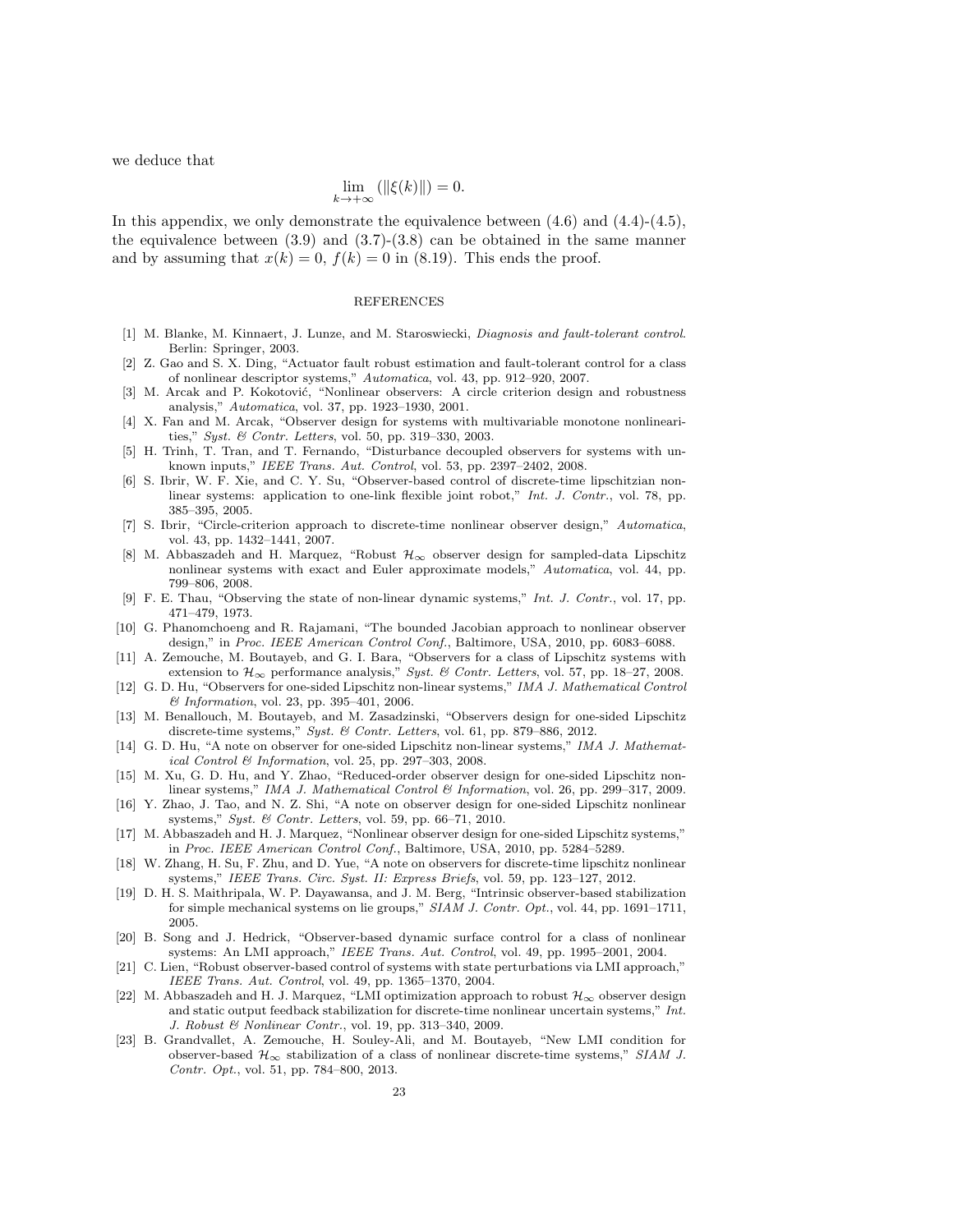we deduce that

$$\lim_{k \to +\infty} (\|\xi(k)\|) = 0.$$

In this appendix, we only demonstrate the equivalence between (4.6) and (4.4)-(4.5), the equivalence between (3.9) and (3.7)-(3.8) can be obtained in the same manner and by assuming that $x(k) = 0$, $f(k) = 0$ in (8.19). This ends the proof.

## REFERENCES

[1] M. Blanke, M. Kinnaert, J. Lunze, and M. Staroswiecki, *Diagnosis and fault-tolerant control*. Berlin: Springer, 2003.

[2] Z. Gao and S. X. Ding, "Actuator fault robust estimation and fault-tolerant control for a class of nonlinear descriptor systems," *Automatica*, vol. 43, pp. 912–920, 2007.

[3] M. Arcak and P. Kokotović, "Nonlinear observers: A circle criterion design and robustness analysis," *Automatica*, vol. 37, pp. 1923–1930, 2001.

[4] X. Fan and M. Arcak, "Observer design for systems with multivariable monotone nonlinearities," *Syst. & Contr. Letters*, vol. 50, pp. 319–330, 2003.

[5] H. Trinh, T. Tran, and T. Fernando, "Disturbance decoupled observers for systems with unknown inputs," *IEEE Trans. Aut. Control*, vol. 53, pp. 2397–2402, 2008.

[6] S. Ibrir, W. F. Xie, and C. Y. Su, "Observer-based control of discrete-time lipschitzian nonlinear systems: application to one-link flexible joint robot," *Int. J. Contr.*, vol. 78, pp. 385–395, 2005.

[7] S. Ibrir, "Circle-criterion approach to discrete-time nonlinear observer design," *Automatica*, vol. 43, pp. 1432–1441, 2007.

[8] M. Abbaszadeh and H. Marquez, "Robust $\mathcal{H}_\infty$ observer design for sampled-data Lipschitz nonlinear systems with exact and Euler approximate models," *Automatica*, vol. 44, pp. 799–806, 2008.

[9] F. E. Thau, "Observing the state of non-linear dynamic systems," *Int. J. Contr.*, vol. 17, pp. 471–479, 1973.

[10] G. Phanomchoeng and R. Rajamani, "The bounded Jacobian approach to nonlinear observer design," in *Proc. IEEE American Control Conf.*, Baltimore, USA, 2010, pp. 6083–6088.

[11] A. Zemouche, M. Boutayeb, and G. I. Bara, "Observers for a class of Lipschitz systems with extension to $\mathcal{H}_\infty$ performance analysis," *Syst. & Contr. Letters*, vol. 57, pp. 18–27, 2008.

[12] G. D. Hu, "Observers for one-sided Lipschitz non-linear systems," *IMA J. Mathematical Control & Information*, vol. 23, pp. 395–401, 2006.

[13] M. Benallouch, M. Boutayeb, and M. Zasadzinski, "Observers design for one-sided Lipschitz discrete-time systems," *Syst. & Contr. Letters*, vol. 61, pp. 879–886, 2012.

[14] G. D. Hu, "A note on observer for one-sided Lipschitz non-linear systems," *IMA J. Mathematical Control & Information*, vol. 25, pp. 297–303, 2008.

[15] M. Xu, G. D. Hu, and Y. Zhao, "Reduced-order observer design for one-sided Lipschitz nonlinear systems," *IMA J. Mathematical Control & Information*, vol. 26, pp. 299–317, 2009.

[16] Y. Zhao, J. Tao, and N. Z. Shi, "A note on observer design for one-sided Lipschitz nonlinear systems," *Syst. & Contr. Letters*, vol. 59, pp. 66–71, 2010.

[17] M. Abbaszadeh and H. J. Marquez, "Nonlinear observer design for one-sided Lipschitz systems," in *Proc. IEEE American Control Conf.*, Baltimore, USA, 2010, pp. 5284–5289.

[18] W. Zhang, H. Su, F. Zhu, and D. Yue, "A note on observers for discrete-time lipschitz nonlinear systems," *IEEE Trans. Circ. Syst. II: Express Briefs*, vol. 59, pp. 123–127, 2012.

[19] D. H. S. Maithripala, W. P. Dayawansa, and J. M. Berg, "Intrinsic observer-based stabilization for simple mechanical systems on lie groups," *SIAM J. Contr. Opt.*, vol. 44, pp. 1691–1711, 2005.

[20] B. Song and J. Hedrick, "Observer-based dynamic surface control for a class of nonlinear systems: An LMI approach," *IEEE Trans. Aut. Control*, vol. 49, pp. 1995–2001, 2004.

[21] C. Lien, "Robust observer-based control of systems with state perturbations via LMI approach," *IEEE Trans. Aut. Control*, vol. 49, pp. 1365–1370, 2004.

[22] M. Abbaszadeh and H. J. Marquez, "LMI optimization approach to robust $\mathcal{H}_\infty$ observer design and static output feedback stabilization for discrete-time nonlinear uncertain systems," *Int. J. Robust & Nonlinear Contr.*, vol. 19, pp. 313–340, 2009.

[23] B. Grandvallet, A. Zemouche, H. Souley-Ali, and M. Boutayeb, "New LMI condition for observer-based $\mathcal{H}_\infty$ stabilization of a class of nonlinear discrete-time systems," *SIAM J. Contr. Opt.*, vol. 51, pp. 784–800, 2013.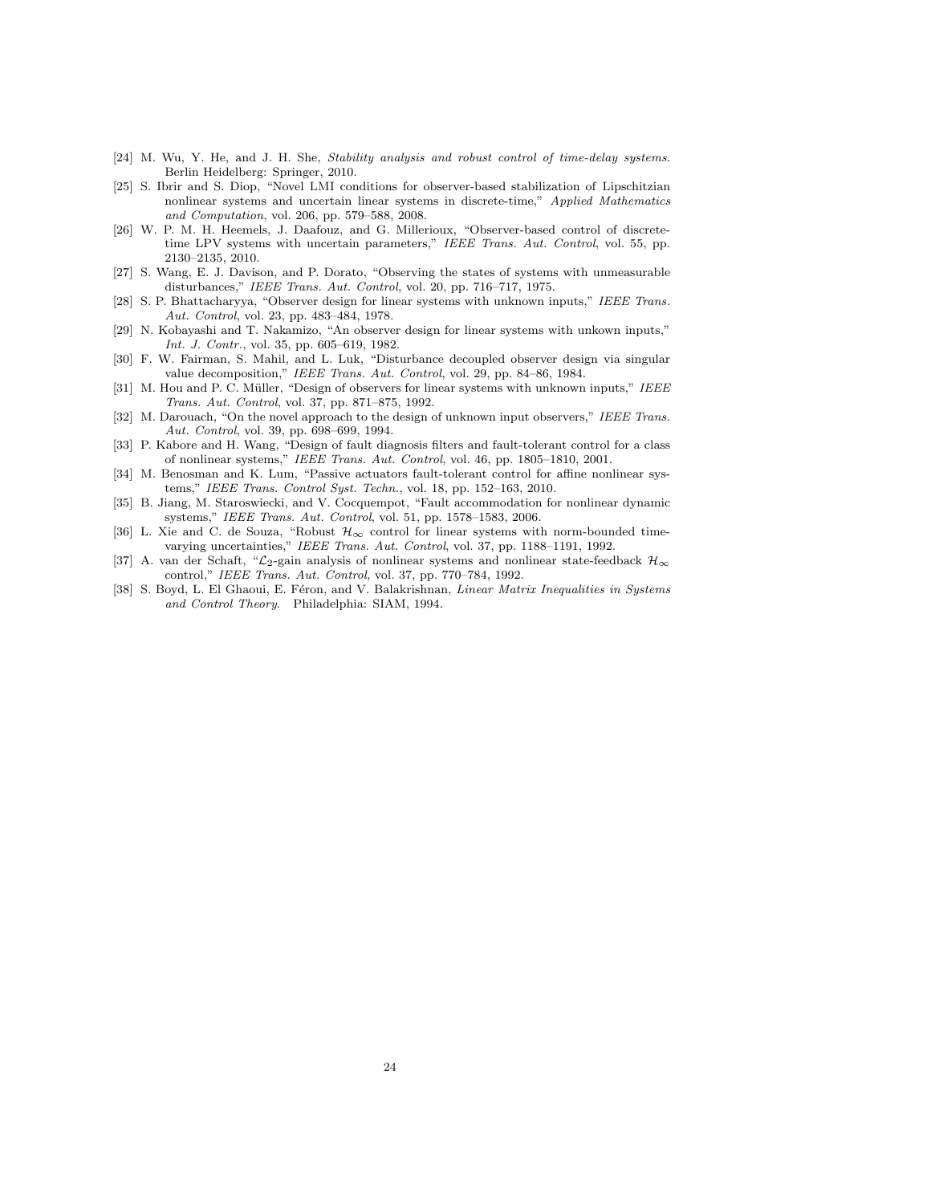[24] M. Wu, Y. He, and J. H. She, *Stability analysis and robust control of time-delay systems*. Berlin Heidelberg: Springer, 2010.

[25] S. Ibrir and S. Diop, "Novel LMI conditions for observer-based stabilization of Lipschitzian nonlinear systems and uncertain linear systems in discrete-time," *Applied Mathematics and Computation*, vol. 206, pp. 579–588, 2008.

[26] W. P. M. H. Heemels, J. Daafouz, and G. Millerioux, "Observer-based control of discrete-time LPV systems with uncertain parameters," *IEEE Trans. Aut. Control*, vol. 55, pp. 2130–2135, 2010.

[27] S. Wang, E. J. Davison, and P. Dorato, "Observing the states of systems with unmeasurable disturbances," *IEEE Trans. Aut. Control*, vol. 20, pp. 716–717, 1975.

[28] S. P. Bhattacharyya, "Observer design for linear systems with unknown inputs," *IEEE Trans. Aut. Control*, vol. 23, pp. 483–484, 1978.

[29] N. Kobayashi and T. Nakamizo, "An observer design for linear systems with unkown inputs," *Int. J. Contr.*, vol. 35, pp. 605–619, 1982.

[30] F. W. Fairman, S. Mahil, and L. Luk, "Disturbance decoupled observer design via singular value decomposition," *IEEE Trans. Aut. Control*, vol. 29, pp. 84–86, 1984.

[31] M. Hou and P. C. Müller, "Design of observers for linear systems with unknown inputs," *IEEE Trans. Aut. Control*, vol. 37, pp. 871–875, 1992.

[32] M. Darouach, "On the novel approach to the design of unknown input observers," *IEEE Trans. Aut. Control*, vol. 39, pp. 698–699, 1994.

[33] P. Kabore and H. Wang, "Design of fault diagnosis filters and fault-tolerant control for a class of nonlinear systems," *IEEE Trans. Aut. Control*, vol. 46, pp. 1805–1810, 2001.

[34] M. Benosman and K. Lum, "Passive actuators fault-tolerant control for affine nonlinear systems," *IEEE Trans. Control Syst. Techn.*, vol. 18, pp. 152–163, 2010.

[35] B. Jiang, M. Staroswiecki, and V. Cocquempot, "Fault accommodation for nonlinear dynamic systems," *IEEE Trans. Aut. Control*, vol. 51, pp. 1578–1583, 2006.

[36] L. Xie and C. de Souza, "Robust $\mathcal{H}_\infty$ control for linear systems with norm-bounded time-varying uncertainties," *IEEE Trans. Aut. Control*, vol. 37, pp. 1188–1191, 1992.

[37] A. van der Schaft, "$\mathcal{L}_2$-gain analysis of nonlinear systems and nonlinear state-feedback $\mathcal{H}_\infty$ control," *IEEE Trans. Aut. Control*, vol. 37, pp. 770–784, 1992.

[38] S. Boyd, L. El Ghaoui, E. Féron, and V. Balakrishnan, *Linear Matrix Inequalities in Systems and Control Theory*. Philadelphia: SIAM, 1994.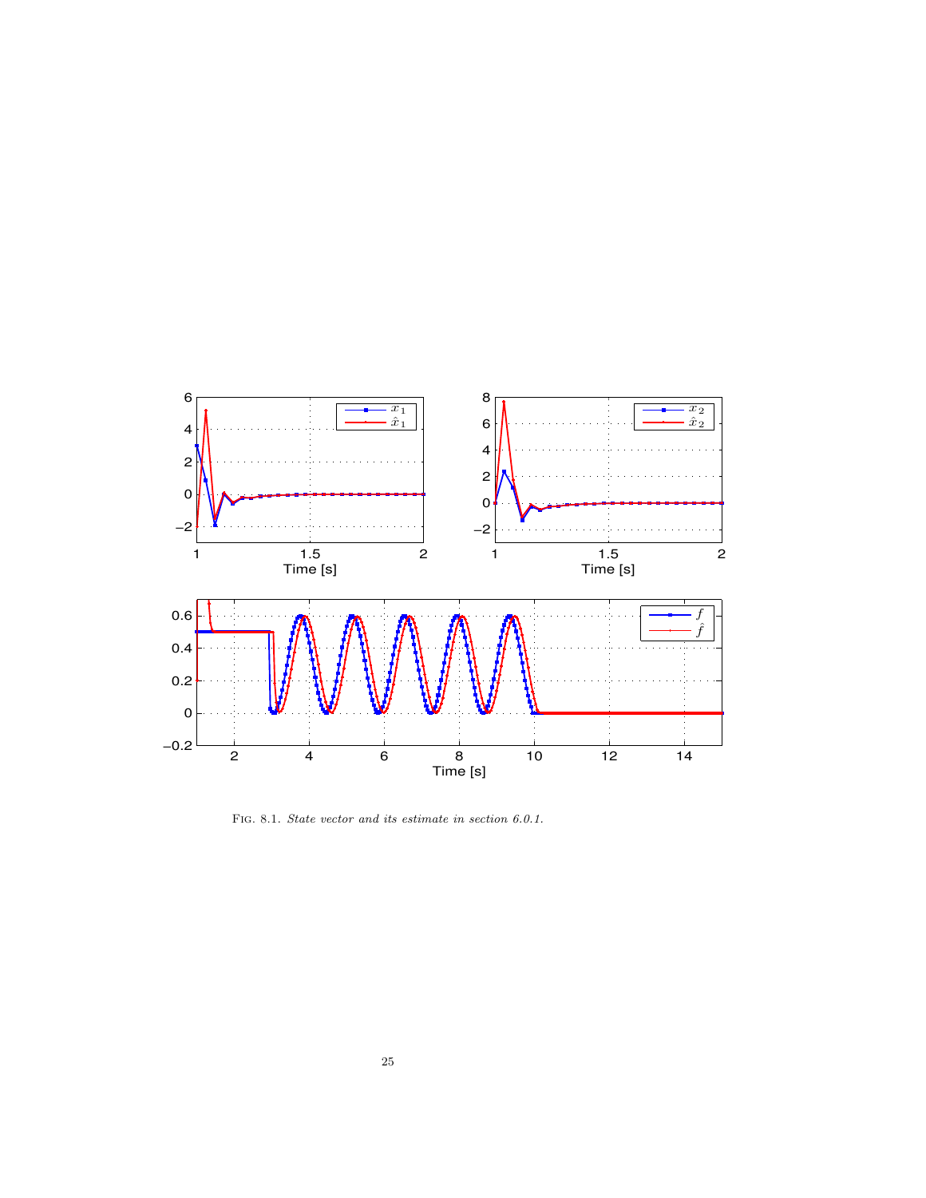6
4
2
0
−2
1
1.5
2
Time [s]

$x_1$
$\hat{x}_1$

8
6
4
2
0
−2
1
1.5
2
Time [s]

$x_2$
$\hat{x}_2$

0.6
0.4
0.2
0
−0.2
2
4
6
8
10
12
14
Time [s]

$f$
$\hat{f}$

FIG. 8.1. *State vector and its estimate in section 6.0.1.*